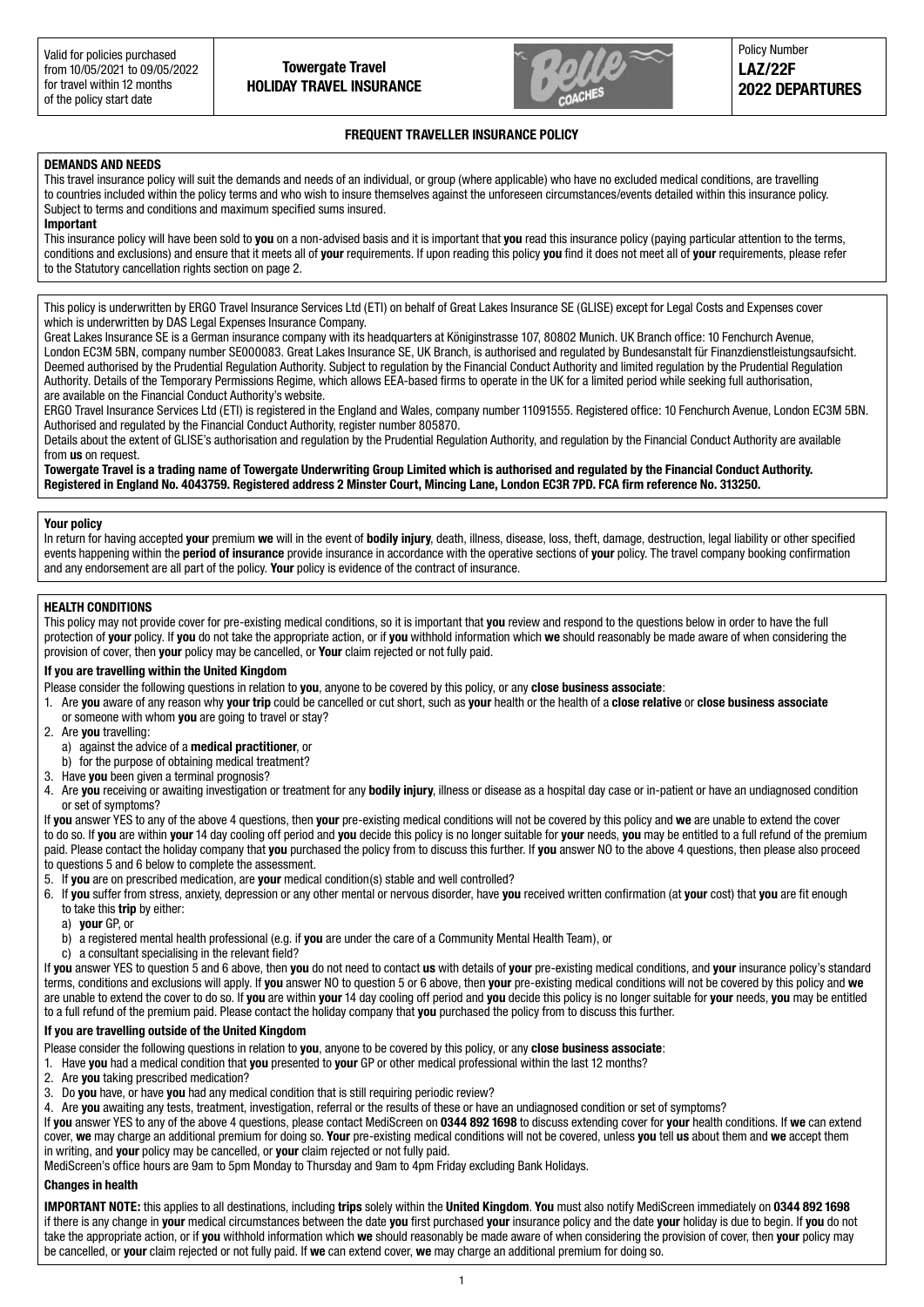| Valid for policies purchased from 10/05/2021 to 09/05/2022 for travel within 12 months of the policy start date | **Towergate Travel HOLIDAY TRAVEL INSURANCE** | | Policy Number **LAZ/22F 2022 DEPARTURES** |
| --- | --- | --- | --- |

## FREQUENT TRAVELLER INSURANCE POLICY

### DEMANDS AND NEEDS

This travel insurance policy will suit the demands and needs of an individual, or group (where applicable) who have no excluded medical conditions, are travelling to countries included within the policy terms and who wish to insure themselves against the unforeseen circumstances/events detailed within this insurance policy. Subject to terms and conditions and maximum specified sums insured.

**Important**

This insurance policy will have been sold to **you** on a non-advised basis and it is important that **you** read this insurance policy (paying particular attention to the terms, conditions and exclusions) and ensure that it meets all of **your** requirements. If upon reading this policy **you** find it does not meet all of **your** requirements, please refer to the Statutory cancellation rights section on page 2.

This policy is underwritten by ERGO Travel Insurance Services Ltd (ETI) on behalf of Great Lakes Insurance SE (GLISE) except for Legal Costs and Expenses cover which is underwritten by DAS Legal Expenses Insurance Company.

Great Lakes Insurance SE is a German insurance company with its headquarters at Königinstrasse 107, 80802 Munich. UK Branch office: 10 Fenchurch Avenue, London EC3M 5BN, company number SE000083. Great Lakes Insurance SE, UK Branch, is authorised and regulated by Bundesanstalt für Finanzdienstleistungsaufsicht. Deemed authorised by the Prudential Regulation Authority. Subject to regulation by the Financial Conduct Authority and limited regulation by the Prudential Regulation Authority. Details of the Temporary Permissions Regime, which allows EEA-based firms to operate in the UK for a limited period while seeking full authorisation, are available on the Financial Conduct Authority's website.

ERGO Travel Insurance Services Ltd (ETI) is registered in the England and Wales, company number 11091555. Registered office: 10 Fenchurch Avenue, London EC3M 5BN. Authorised and regulated by the Financial Conduct Authority, register number 805870.

Details about the extent of GLISE's authorisation and regulation by the Prudential Regulation Authority, and regulation by the Financial Conduct Authority are available from **us** on request.

**Towergate Travel is a trading name of Towergate Underwriting Group Limited which is authorised and regulated by the Financial Conduct Authority. Registered in England No. 4043759. Registered address 2 Minster Court, Mincing Lane, London EC3R 7PD. FCA firm reference No. 313250.**

### Your policy

In return for having accepted **your** premium **we** will in the event of **bodily injury**, death, illness, disease, loss, theft, damage, destruction, legal liability or other specified events happening within the **period of insurance** provide insurance in accordance with the operative sections of **your** policy. The travel company booking confirmation and any endorsement are all part of the policy. **Your** policy is evidence of the contract of insurance.

### HEALTH CONDITIONS

This policy may not provide cover for pre-existing medical conditions, so it is important that **you** review and respond to the questions below in order to have the full protection of **your** policy. If **you** do not take the appropriate action, or if **you** withhold information which **we** should reasonably be made aware of when considering the provision of cover, then **your** policy may be cancelled, or **Your** claim rejected or not fully paid.

**If you are travelling within the United Kingdom**

Please consider the following questions in relation to **you**, anyone to be covered by this policy, or any **close business associate**:

1. Are **you** aware of any reason why **your trip** could be cancelled or cut short, such as **your** health or the health of a **close relative** or **close business associate** or someone with whom **you** are going to travel or stay?
2. Are **you** travelling:
   a) against the advice of a **medical practitioner**, or
   b) for the purpose of obtaining medical treatment?
3. Have **you** been given a terminal prognosis?
4. Are **you** receiving or awaiting investigation or treatment for any **bodily injury**, illness or disease as a hospital day case or in-patient or have an undiagnosed condition or set of symptoms?

If **you** answer YES to any of the above 4 questions, then **your** pre-existing medical conditions will not be covered by this policy and **we** are unable to extend the cover to do so. If **you** are within **your** 14 day cooling off period and **you** decide this policy is no longer suitable for **your** needs, **you** may be entitled to a full refund of the premium paid. Please contact the holiday company that **you** purchased the policy from to discuss this further. If **you** answer NO to the above 4 questions, then please also proceed to questions 5 and 6 below to complete the assessment.

5. If **you** are on prescribed medication, are **your** medical condition(s) stable and well controlled?
6. If **you** suffer from stress, anxiety, depression or any other mental or nervous disorder, have **you** received written confirmation (at **your** cost) that **you** are fit enough to take this **trip** by either:
   a) **your** GP, or
   b) a registered mental health professional (e.g. if **you** are under the care of a Community Mental Health Team), or
   c) a consultant specialising in the relevant field?

If **you** answer YES to question 5 and 6 above, then **you** do not need to contact **us** with details of **your** pre-existing medical conditions, and **your** insurance policy's standard terms, conditions and exclusions will apply. If **you** answer NO to question 5 or 6 above, then **your** pre-existing medical conditions will not be covered by this policy and **we** are unable to extend the cover to do so. If **you** are within **your** 14 day cooling off period and **you** decide this policy is no longer suitable for **your** needs, **you** may be entitled to a full refund of the premium paid. Please contact the holiday company that **you** purchased the policy from to discuss this further.

**If you are travelling outside of the United Kingdom**

Please consider the following questions in relation to **you**, anyone to be covered by this policy, or any **close business associate**:

1. Have **you** had a medical condition that **you** presented to **your** GP or other medical professional within the last 12 months?
2. Are **you** taking prescribed medication?
3. Do **you** have, or have **you** had any medical condition that is still requiring periodic review?
4. Are **you** awaiting any tests, treatment, investigation, referral or the results of these or have an undiagnosed condition or set of symptoms?

If **you** answer YES to any of the above 4 questions, please contact MediScreen on **0344 892 1698** to discuss extending cover for **your** health conditions. If **we** can extend cover, **we** may charge an additional premium for doing so. **Your** pre-existing medical conditions will not be covered, unless **you** tell **us** about them and **we** accept them in writing, and **your** policy may be cancelled, or **your** claim rejected or not fully paid.

MediScreen's office hours are 9am to 5pm Monday to Thursday and 9am to 4pm Friday excluding Bank Holidays.

**Changes in health**

**IMPORTANT NOTE:** this applies to all destinations, including **trips** solely within the **United Kingdom**. **You** must also notify MediScreen immediately on **0344 892 1698** if there is any change in **your** medical circumstances between the date **you** first purchased **your** insurance policy and the date **your** holiday is due to begin. If **you** do not take the appropriate action, or if **you** withhold information which **we** should reasonably be made aware of when considering the provision of cover, then **your** policy may be cancelled, or **your** claim rejected or not fully paid. If **we** can extend cover, **we** may charge an additional premium for doing so.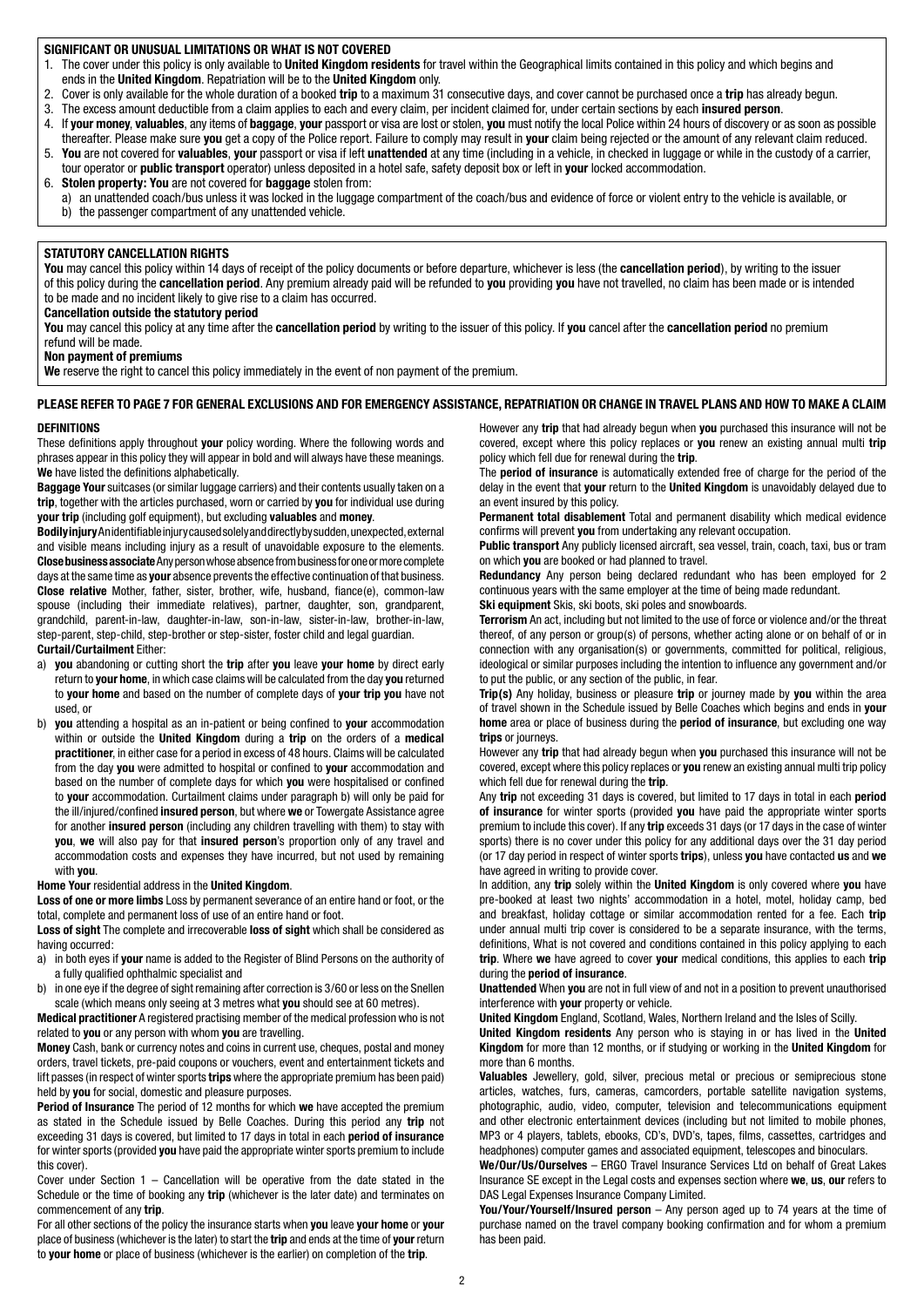## SIGNIFICANT OR UNUSUAL LIMITATIONS OR WHAT IS NOT COVERED

1. The cover under this policy is only available to **United Kingdom residents** for travel within the Geographical limits contained in this policy and which begins and ends in the **United Kingdom**. Repatriation will be to the **United Kingdom** only.
2. Cover is only available for the whole duration of a booked **trip** to a maximum 31 consecutive days, and cover cannot be purchased once a **trip** has already begun.
3. The excess amount deductible from a claim applies to each and every claim, per incident claimed for, under certain sections by each **insured person**.
4. If **your money**, **valuables**, any items of **baggage**, **your** passport or visa are lost or stolen, **you** must notify the local Police within 24 hours of discovery or as soon as possible thereafter. Please make sure **you** get a copy of the Police report. Failure to comply may result in **your** claim being rejected or the amount of any relevant claim reduced.
5. **You** are not covered for **valuables**, **your** passport or visa if left **unattended** at any time (including in a vehicle, in checked in luggage or while in the custody of a carrier, tour operator or **public transport** operator) unless deposited in a hotel safe, safety deposit box or left in **your** locked accommodation.
6. **Stolen property: You** are not covered for **baggage** stolen from:
   a) an unattended coach/bus unless it was locked in the luggage compartment of the coach/bus and evidence of force or violent entry to the vehicle is available, or
   b) the passenger compartment of any unattended vehicle.

## STATUTORY CANCELLATION RIGHTS

**You** may cancel this policy within 14 days of receipt of the policy documents or before departure, whichever is less (the **cancellation period**), by writing to the issuer of this policy during the **cancellation period**. Any premium already paid will be refunded to **you** providing **you** have not travelled, no claim has been made or is intended to be made and no incident likely to give rise to a claim has occurred.

**Cancellation outside the statutory period**

**You** may cancel this policy at any time after the **cancellation period** by writing to the issuer of this policy. If **you** cancel after the **cancellation period** no premium refund will be made.

**Non payment of premiums**

**We** reserve the right to cancel this policy immediately in the event of non payment of the premium.

**PLEASE REFER TO PAGE 7 FOR GENERAL EXCLUSIONS AND FOR EMERGENCY ASSISTANCE, REPATRIATION OR CHANGE IN TRAVEL PLANS AND HOW TO MAKE A CLAIM**

## DEFINITIONS

These definitions apply throughout **your** policy wording. Where the following words and phrases appear in this policy they will appear in bold and will always have these meanings. **We** have listed the definitions alphabetically.

**Baggage Your** suitcases (or similar luggage carriers) and their contents usually taken on a **trip**, together with the articles purchased, worn or carried by **you** for individual use during **your trip** (including golf equipment), but excluding **valuables** and **money**.

**Bodily injury** An identifiable injury caused solely and directly by sudden, unexpected, external and visible means including injury as a result of unavoidable exposure to the elements.

**Close business associate** Any person whose absence from business for one or more complete days at the same time as **your** absence prevents the effective continuation of that business.

**Close relative** Mother, father, sister, brother, wife, husband, fiance(e), common-law spouse (including their immediate relatives), partner, daughter, son, grandparent, grandchild, parent-in-law, daughter-in-law, son-in-law, sister-in-law, brother-in-law, step-parent, step-child, step-brother or step-sister, foster child and legal guardian.

**Curtail/Curtailment** Either:

a) **you** abandoning or cutting short the **trip** after **you** leave **your home** by direct early return to **your home**, in which case claims will be calculated from the day **you** returned to **your home** and based on the number of complete days of **your trip you** have not used, or

b) **you** attending a hospital as an in-patient or being confined to **your** accommodation within or outside the **United Kingdom** during a **trip** on the orders of a **medical practitioner**, in either case for a period in excess of 48 hours. Claims will be calculated from the day **you** were admitted to hospital or confined to **your** accommodation and based on the number of complete days for which **you** were hospitalised or confined to **your** accommodation. Curtailment claims under paragraph b) will only be paid for the ill/injured/confined **insured person**, but where **we** or Towergate Assistance agree for another **insured person** (including any children travelling with them) to stay with **you**, **we** will also pay for that **insured person**'s proportion only of any travel and accommodation costs and expenses they have incurred, but not used by remaining with **you**.

**Home Your** residential address in the **United Kingdom**.

**Loss of one or more limbs** Loss by permanent severance of an entire hand or foot, or the total, complete and permanent loss of use of an entire hand or foot.

**Loss of sight** The complete and irrecoverable **loss of sight** which shall be considered as having occurred:

a) in both eyes if **your** name is added to the Register of Blind Persons on the authority of a fully qualified ophthalmic specialist and

b) in one eye if the degree of sight remaining after correction is 3/60 or less on the Snellen scale (which means only seeing at 3 metres what **you** should see at 60 metres).

**Medical practitioner** A registered practising member of the medical profession who is not related to **you** or any person with whom **you** are travelling.

**Money** Cash, bank or currency notes and coins in current use, cheques, postal and money orders, travel tickets, pre-paid coupons or vouchers, event and entertainment tickets and lift passes (in respect of winter sports **trips** where the appropriate premium has been paid) held by **you** for social, domestic and pleasure purposes.

**Period of Insurance** The period of 12 months for which **we** have accepted the premium as stated in the Schedule issued by Belle Coaches. During this period any **trip** not exceeding 31 days is covered, but limited to 17 days in total in each **period of insurance** for winter sports (provided **you** have paid the appropriate winter sports premium to include this cover).

Cover under Section 1 – Cancellation will be operative from the date stated in the Schedule or the time of booking any **trip** (whichever is the later date) and terminates on commencement of any **trip**.

For all other sections of the policy the insurance starts when **you** leave **your home** or **your** place of business (whichever is the later) to start the **trip** and ends at the time of **your** return to **your home** or place of business (whichever is the earlier) on completion of the **trip**.

However any **trip** that had already begun when **you** purchased this insurance will not be covered, except where this policy replaces or **you** renew an existing annual multi **trip** policy which fell due for renewal during the **trip**.

The **period of insurance** is automatically extended free of charge for the period of the delay in the event that **your** return to the **United Kingdom** is unavoidably delayed due to an event insured by this policy.

**Permanent total disablement** Total and permanent disability which medical evidence confirms will prevent **you** from undertaking any relevant occupation.

**Public transport** Any publicly licensed aircraft, sea vessel, train, coach, taxi, bus or tram on which **you** are booked or had planned to travel.

**Redundancy** Any person being declared redundant who has been employed for 2 continuous years with the same employer at the time of being made redundant.

**Ski equipment** Skis, ski boots, ski poles and snowboards.

**Terrorism** An act, including but not limited to the use of force or violence and/or the threat thereof, of any person or group(s) of persons, whether acting alone or on behalf of or in connection with any organisation(s) or governments, committed for political, religious, ideological or similar purposes including the intention to influence any government and/or to put the public, or any section of the public, in fear.

**Trip(s)** Any holiday, business or pleasure **trip** or journey made by **you** within the area of travel shown in the Schedule issued by Belle Coaches which begins and ends in **your home** area or place of business during the **period of insurance**, but excluding one way **trips** or journeys.

However any **trip** that had already begun when **you** purchased this insurance will not be covered, except where this policy replaces or **you** renew an existing annual multi trip policy which fell due for renewal during the **trip**.

Any **trip** not exceeding 31 days is covered, but limited to 17 days in total in each **period of insurance** for winter sports (provided **you** have paid the appropriate winter sports premium to include this cover). If any **trip** exceeds 31 days (or 17 days in the case of winter sports) there is no cover under this policy for any additional days over the 31 day period (or 17 day period in respect of winter sports **trips**), unless **you** have contacted **us** and **we** have agreed in writing to provide cover.

In addition, any **trip** solely within the **United Kingdom** is only covered where **you** have pre-booked at least two nights' accommodation in a hotel, motel, holiday camp, bed and breakfast, holiday cottage or similar accommodation rented for a fee. Each **trip** under annual multi trip cover is considered to be a separate insurance, with the terms, definitions, What is not covered and conditions contained in this policy applying to each **trip**. Where **we** have agreed to cover **your** medical conditions, this applies to each **trip** during the **period of insurance**.

**Unattended** When **you** are not in full view of and not in a position to prevent unauthorised interference with **your** property or vehicle.

**United Kingdom** England, Scotland, Wales, Northern Ireland and the Isles of Scilly.

**United Kingdom residents** Any person who is staying in or has lived in the **United Kingdom** for more than 12 months, or if studying or working in the **United Kingdom** for more than 6 months.

**Valuables** Jewellery, gold, silver, precious metal or precious or semiprecious stone articles, watches, furs, cameras, camcorders, portable satellite navigation systems, photographic, audio, video, computer, television and telecommunications equipment and other electronic entertainment devices (including but not limited to mobile phones, MP3 or 4 players, tablets, ebooks, CD's, DVD's, tapes, films, cassettes, cartridges and headphones) computer games and associated equipment, telescopes and binoculars.

**We/Our/Us/Ourselves** – ERGO Travel Insurance Services Ltd on behalf of Great Lakes Insurance SE except in the Legal costs and expenses section where **we**, **us**, **our** refers to DAS Legal Expenses Insurance Company Limited.

**You/Your/Yourself/Insured person** – Any person aged up to 74 years at the time of purchase named on the travel company booking confirmation and for whom a premium has been paid.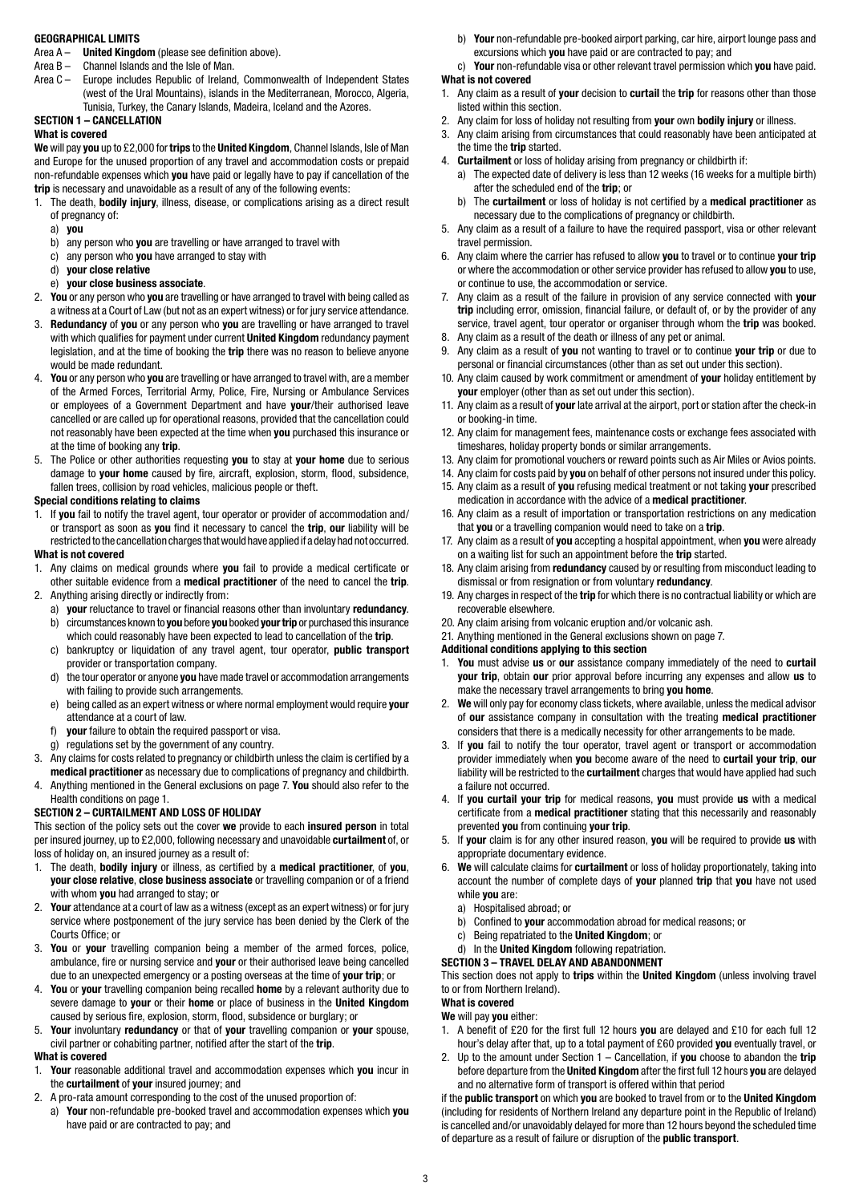#### GEOGRAPHICAL LIMITS

Area A – **United Kingdom** (please see definition above).

Area B – Channel Islands and the Isle of Man.

Area C – Europe includes Republic of Ireland, Commonwealth of Independent States (west of the Ural Mountains), islands in the Mediterranean, Morocco, Algeria, Tunisia, Turkey, the Canary Islands, Madeira, Iceland and the Azores.

### SECTION 1 – CANCELLATION

#### What is covered

**We** will pay **you** up to £2,000 for **trips** to the **United Kingdom**, Channel Islands, Isle of Man and Europe for the unused proportion of any travel and accommodation costs or prepaid non-refundable expenses which **you** have paid or legally have to pay if cancellation of the **trip** is necessary and unavoidable as a result of any of the following events:

1. The death, **bodily injury**, illness, disease, or complications arising as a direct result of pregnancy of:
   a) **you**
   b) any person who **you** are travelling or have arranged to travel with
   c) any person who **you** have arranged to stay with
   d) **your close relative**
   e) **your close business associate**.
2. **You** or any person who **you** are travelling or have arranged to travel with being called as a witness at a Court of Law (but not as an expert witness) or for jury service attendance.
3. **Redundancy** of **you** or any person who **you** are travelling or have arranged to travel with which qualifies for payment under current **United Kingdom** redundancy payment legislation, and at the time of booking the **trip** there was no reason to believe anyone would be made redundant.
4. **You** or any person who **you** are travelling or have arranged to travel with, are a member of the Armed Forces, Territorial Army, Police, Fire, Nursing or Ambulance Services or employees of a Government Department and have **your**/their authorised leave cancelled or are called up for operational reasons, provided that the cancellation could not reasonably have been expected at the time when **you** purchased this insurance or at the time of booking any **trip**.
5. The Police or other authorities requesting **you** to stay at **your home** due to serious damage to **your home** caused by fire, aircraft, explosion, storm, flood, subsidence, fallen trees, collision by road vehicles, malicious people or theft.

#### Special conditions relating to claims

1. If **you** fail to notify the travel agent, tour operator or provider of accommodation and/or transport as soon as **you** find it necessary to cancel the **trip**, **our** liability will be restricted to the cancellation charges that would have applied if a delay had not occurred.

#### What is not covered

1. Any claims on medical grounds where **you** fail to provide a medical certificate or other suitable evidence from a **medical practitioner** of the need to cancel the **trip**.
2. Anything arising directly or indirectly from:
   a) **your** reluctance to travel or financial reasons other than involuntary **redundancy**.
   b) circumstances known to **you** before **you** booked **your trip** or purchased this insurance which could reasonably have been expected to lead to cancellation of the **trip**.
   c) bankruptcy or liquidation of any travel agent, tour operator, **public transport** provider or transportation company.
   d) the tour operator or anyone **you** have made travel or accommodation arrangements with failing to provide such arrangements.
   e) being called as an expert witness or where normal employment would require **your** attendance at a court of law.
   f) **your** failure to obtain the required passport or visa.
   g) regulations set by the government of any country.
3. Any claims for costs related to pregnancy or childbirth unless the claim is certified by a **medical practitioner** as necessary due to complications of pregnancy and childbirth.
4. Anything mentioned in the General exclusions on page 7. **You** should also refer to the Health conditions on page 1.

### SECTION 2 – CURTAILMENT AND LOSS OF HOLIDAY

This section of the policy sets out the cover **we** provide to each **insured person** in total per insured journey, up to £2,000, following necessary and unavoidable **curtailment** of, or loss of holiday on, an insured journey as a result of:

1. The death, **bodily injury** or illness, as certified by a **medical practitioner**, of **you**, **your close relative**, **close business associate** or travelling companion or of a friend with whom **you** had arranged to stay; or
2. **Your** attendance at a court of law as a witness (except as an expert witness) or for jury service where postponement of the jury service has been denied by the Clerk of the Courts Office; or
3. **You** or **your** travelling companion being a member of the armed forces, police, ambulance, fire or nursing service and **your** or their authorised leave being cancelled due to an unexpected emergency or a posting overseas at the time of **your trip**; or
4. **You** or **your** travelling companion being recalled **home** by a relevant authority due to severe damage to **your** or their **home** or place of business in the **United Kingdom** caused by serious fire, explosion, storm, flood, subsidence or burglary; or
5. **Your** involuntary **redundancy** or that of **your** travelling companion or **your** spouse, civil partner or cohabiting partner, notified after the start of the **trip**.

#### What is covered

1. **Your** reasonable additional travel and accommodation expenses which **you** incur in the **curtailment** of **your** insured journey; and
2. A pro-rata amount corresponding to the cost of the unused proportion of:
   a) **Your** non-refundable pre-booked travel and accommodation expenses which **you** have paid or are contracted to pay; and
   b) **Your** non-refundable pre-booked airport parking, car hire, airport lounge pass and excursions which **you** have paid or are contracted to pay; and
   c) **Your** non-refundable visa or other relevant travel permission which **you** have paid.

#### What is not covered

1. Any claim as a result of **your** decision to **curtail** the **trip** for reasons other than those listed within this section.
2. Any claim for loss of holiday not resulting from **your** own **bodily injury** or illness.
3. Any claim arising from circumstances that could reasonably have been anticipated at the time the **trip** started.
4. **Curtailment** or loss of holiday arising from pregnancy or childbirth if:
   a) The expected date of delivery is less than 12 weeks (16 weeks for a multiple birth) after the scheduled end of the **trip**; or
   b) The **curtailment** or loss of holiday is not certified by a **medical practitioner** as necessary due to the complications of pregnancy or childbirth.
5. Any claim as a result of a failure to have the required passport, visa or other relevant travel permission.
6. Any claim where the carrier has refused to allow **you** to travel or to continue **your trip** or where the accommodation or other service provider has refused to allow **you** to use, or continue to use, the accommodation or service.
7. Any claim as a result of the failure in provision of any service connected with **your trip** including error, omission, financial failure, or default of, or by the provider of any service, travel agent, tour operator or organiser through whom the **trip** was booked.
8. Any claim as a result of the death or illness of any pet or animal.
9. Any claim as a result of **you** not wanting to travel or to continue **your trip** or due to personal or financial circumstances (other than as set out under this section).
10. Any claim caused by work commitment or amendment of **your** holiday entitlement by **your** employer (other than as set out under this section).
11. Any claim as a result of **your** late arrival at the airport, port or station after the check-in or booking-in time.
12. Any claim for management fees, maintenance costs or exchange fees associated with timeshares, holiday property bonds or similar arrangements.
13. Any claim for promotional vouchers or reward points such as Air Miles or Avios points.
14. Any claim for costs paid by **you** on behalf of other persons not insured under this policy.
15. Any claim as a result of **you** refusing medical treatment or not taking **your** prescribed medication in accordance with the advice of a **medical practitioner**.
16. Any claim as a result of importation or transportation restrictions on any medication that **you** or a travelling companion would need to take on a **trip**.
17. Any claim as a result of **you** accepting a hospital appointment, when **you** were already on a waiting list for such an appointment before the **trip** started.
18. Any claim arising from **redundancy** caused by or resulting from misconduct leading to dismissal or from resignation or from voluntary **redundancy**.
19. Any charges in respect of the **trip** for which there is no contractual liability or which are recoverable elsewhere.
20. Any claim arising from volcanic eruption and/or volcanic ash.
21. Anything mentioned in the General exclusions shown on page 7.

#### Additional conditions applying to this section

1. **You** must advise **us** or **our** assistance company immediately of the need to **curtail your trip**, obtain **our** prior approval before incurring any expenses and allow **us** to make the necessary travel arrangements to bring **you home**.
2. **We** will only pay for economy class tickets, where available, unless the medical advisor of **our** assistance company in consultation with the treating **medical practitioner** considers that there is a medically necessity for other arrangements to be made.
3. If **you** fail to notify the tour operator, travel agent or transport or accommodation provider immediately when **you** become aware of the need to **curtail your trip**, **our** liability will be restricted to the **curtailment** charges that would have applied had such a failure not occurred.
4. If **you curtail your trip** for medical reasons, **you** must provide **us** with a medical certificate from a **medical practitioner** stating that this necessarily and reasonably prevented **you** from continuing **your trip**.
5. If **your** claim is for any other insured reason, **you** will be required to provide **us** with appropriate documentary evidence.
6. **We** will calculate claims for **curtailment** or loss of holiday proportionately, taking into account the number of complete days of **your** planned **trip** that **you** have not used while **you** are:
   a) Hospitalised abroad; or
   b) Confined to **your** accommodation abroad for medical reasons; or
   c) Being repatriated to the **United Kingdom**; or
   d) In the **United Kingdom** following repatriation.

### SECTION 3 – TRAVEL DELAY AND ABANDONMENT

This section does not apply to **trips** within the **United Kingdom** (unless involving travel to or from Northern Ireland).

#### What is covered

**We** will pay **you** either:

1. A benefit of £20 for the first full 12 hours **you** are delayed and £10 for each full 12 hour's delay after that, up to a total payment of £60 provided **you** eventually travel, or
2. Up to the amount under Section 1 – Cancellation, if **you** choose to abandon the **trip** before departure from the **United Kingdom** after the first full 12 hours **you** are delayed and no alternative form of transport is offered within that period

if the **public transport** on which **you** are booked to travel from or to the **United Kingdom** (including for residents of Northern Ireland any departure point in the Republic of Ireland) is cancelled and/or unavoidably delayed for more than 12 hours beyond the scheduled time of departure as a result of failure or disruption of the **public transport**.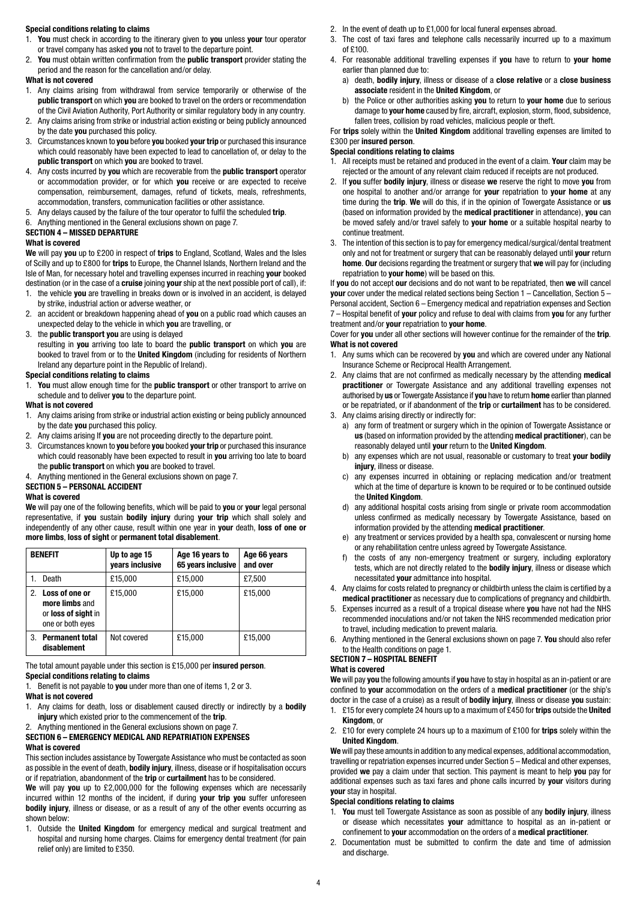**Special conditions relating to claims**

1. **You** must check in according to the itinerary given to **you** unless **your** tour operator or travel company has asked **you** not to travel to the departure point.
2. **You** must obtain written confirmation from the **public transport** provider stating the period and the reason for the cancellation and/or delay.

**What is not covered**

1. Any claims arising from withdrawal from service temporarily or otherwise of the **public transport** on which **you** are booked to travel on the orders or recommendation of the Civil Aviation Authority, Port Authority or similar regulatory body in any country.
2. Any claims arising from strike or industrial action existing or being publicly announced by the date **you** purchased this policy.
3. Circumstances known to **you** before **you** booked **your trip** or purchased this insurance which could reasonably have been expected to lead to cancellation of, or delay to the **public transport** on which **you** are booked to travel.
4. Any costs incurred by **you** which are recoverable from the **public transport** operator or accommodation provider, or for which **you** receive or are expected to receive compensation, reimbursement, damages, refund of tickets, meals, refreshments, accommodation, transfers, communication facilities or other assistance.
5. Any delays caused by the failure of the tour operator to fulfil the scheduled **trip**.
6. Anything mentioned in the General exclusions shown on page 7.

**SECTION 4 – MISSED DEPARTURE**

**What is covered**

**We** will pay **you** up to £200 in respect of **trips** to England, Scotland, Wales and the Isles of Scilly and up to £800 for **trips** to Europe, the Channel Islands, Northern Ireland and the Isle of Man, for necessary hotel and travelling expenses incurred in reaching **your** booked destination (or in the case of a **cruise** joining **your** ship at the next possible port of call), if:

1. the vehicle **you** are travelling in breaks down or is involved in an accident, is delayed by strike, industrial action or adverse weather, or
2. an accident or breakdown happening ahead of **you** on a public road which causes an unexpected delay to the vehicle in which **you** are travelling, or
3. the **public transport you** are using is delayed

resulting in **you** arriving too late to board the **public transport** on which **you** are booked to travel from or to the **United Kingdom** (including for residents of Northern Ireland any departure point in the Republic of Ireland).

**Special conditions relating to claims**

1. **You** must allow enough time for the **public transport** or other transport to arrive on schedule and to deliver **you** to the departure point.

**What is not covered**

1. Any claims arising from strike or industrial action existing or being publicly announced by the date **you** purchased this policy.
2. Any claims arising If **you** are not proceeding directly to the departure point.
3. Circumstances known to **you** before **you** booked **your trip** or purchased this insurance which could reasonably have been expected to result in **you** arriving too late to board the **public transport** on which **you** are booked to travel.
4. Anything mentioned in the General exclusions shown on page 7.

**SECTION 5 – PERSONAL ACCIDENT**

**What is covered**

**We** will pay one of the following benefits, which will be paid to **you** or **your** legal personal representative, if **you** sustain **bodily injury** during **your trip** which shall solely and independently of any other cause, result within one year in **your** death, **loss of one or more limbs**, **loss of sight** or **permanent total disablement**.

| BENEFIT | Up to age 15 years inclusive | Age 16 years to 65 years inclusive | Age 66 years and over |
|---|---|---|---|
| 1. Death | £15,000 | £15,000 | £7,500 |
| 2. **Loss of one or more limbs** and or **loss of sight** in one or both eyes | £15,000 | £15,000 | £15,000 |
| 3. **Permanent total disablement** | Not covered | £15,000 | £15,000 |

The total amount payable under this section is £15,000 per **insured person**.

**Special conditions relating to claims**

1. Benefit is not payable to **you** under more than one of items 1, 2 or 3.

**What is not covered**

1. Any claims for death, loss or disablement caused directly or indirectly by a **bodily injury** which existed prior to the commencement of the **trip**.
2. Anything mentioned in the General exclusions shown on page 7.

**SECTION 6 – EMERGENCY MEDICAL AND REPATRIATION EXPENSES**

**What is covered**

This section includes assistance by Towergate Assistance who must be contacted as soon as possible in the event of death, **bodily injury**, illness, disease or if hospitalisation occurs or if repatriation, abandonment of the **trip** or **curtailment** has to be considered.

**We** will pay **you** up to £2,000,000 for the following expenses which are necessarily incurred within 12 months of the incident, if during **your trip you** suffer unforeseen **bodily injury**, illness or disease, or as a result of any of the other events occurring as shown below:

1. Outside the **United Kingdom** for emergency medical and surgical treatment and hospital and nursing home charges. Claims for emergency dental treatment (for pain relief only) are limited to £350.
2. In the event of death up to £1,000 for local funeral expenses abroad.
3. The cost of taxi fares and telephone calls necessarily incurred up to a maximum of £100.
4. For reasonable additional travelling expenses if **you** have to return to **your home** earlier than planned due to:
   a) death, **bodily injury**, illness or disease of a **close relative** or a **close business associate** resident in the **United Kingdom**, or
   b) the Police or other authorities asking **you** to return to **your home** due to serious damage to **your home** caused by fire, aircraft, explosion, storm, flood, subsidence, fallen trees, collision by road vehicles, malicious people or theft.

For **trips** solely within the **United Kingdom** additional travelling expenses are limited to £300 per **insured person**.

**Special conditions relating to claims**

1. All receipts must be retained and produced in the event of a claim. **Your** claim may be rejected or the amount of any relevant claim reduced if receipts are not produced.
2. If **you** suffer **bodily injury**, illness or disease **we** reserve the right to move **you** from one hospital to another and/or arrange for **your** repatriation to **your home** at any time during the **trip**. **We** will do this, if in the opinion of Towergate Assistance or **us** (based on information provided by the **medical practitioner** in attendance), **you** can be moved safely and/or travel safely to **your home** or a suitable hospital nearby to continue treatment.
3. The intention of this section is to pay for emergency medical/surgical/dental treatment only and not for treatment or surgery that can be reasonably delayed until **your** return **home**. **Our** decisions regarding the treatment or surgery that **we** will pay for (including repatriation to **your home**) will be based on this.

If **you** do not accept **our** decisions and do not want to be repatriated, then **we** will cancel **your** cover under the medical related sections being Section 1 – Cancellation, Section 5 – Personal accident, Section 6 – Emergency medical and repatriation expenses and Section 7 – Hospital benefit of **your** policy and refuse to deal with claims from **you** for any further treatment and/or **your** repatriation to **your home**.

Cover for **you** under all other sections will however continue for the remainder of the **trip**.

**What is not covered**

1. Any sums which can be recovered by **you** and which are covered under any National Insurance Scheme or Reciprocal Health Arrangement.
2. Any claims that are not confirmed as medically necessary by the attending **medical practitioner** or Towergate Assistance and any additional travelling expenses not authorised by **us** or Towergate Assistance if **you** have to return **home** earlier than planned or be repatriated, or if abandonment of the **trip** or **curtailment** has to be considered.
3. Any claims arising directly or indirectly for:
   a) any form of treatment or surgery which in the opinion of Towergate Assistance or **us** (based on information provided by the attending **medical practitioner**), can be reasonably delayed until **your** return to the **United Kingdom**.
   b) any expenses which are not usual, reasonable or customary to treat **your bodily injury**, illness or disease.
   c) any expenses incurred in obtaining or replacing medication and/or treatment which at the time of departure is known to be required or to be continued outside the **United Kingdom**.
   d) any additional hospital costs arising from single or private room accommodation unless confirmed as medically necessary by Towergate Assistance, based on information provided by the attending **medical practitioner**.
   e) any treatment or services provided by a health spa, convalescent or nursing home or any rehabilitation centre unless agreed by Towergate Assistance.
   f) the costs of any non-emergency treatment or surgery, including exploratory tests, which are not directly related to the **bodily injury**, illness or disease which necessitated **your** admittance into hospital.
4. Any claims for costs related to pregnancy or childbirth unless the claim is certified by a **medical practitioner** as necessary due to complications of pregnancy and childbirth.
5. Expenses incurred as a result of a tropical disease where **you** have not had the NHS recommended inoculations and/or not taken the NHS recommended medication prior to travel, including medication to prevent malaria.
6. Anything mentioned in the General exclusions shown on page 7. **You** should also refer to the Health conditions on page 1.

**SECTION 7 – HOSPITAL BENEFIT**

**What is covered**

**We** will pay **you** the following amounts if **you** have to stay in hospital as an in-patient or are confined to **your** accommodation on the orders of a **medical practitioner** (or the ship's doctor in the case of a cruise) as a result of **bodily injury**, illness or disease **you** sustain:

1. £15 for every complete 24 hours up to a maximum of £450 for **trips** outside the **United Kingdom**, or
2. £10 for every complete 24 hours up to a maximum of £100 for **trips** solely within the **United Kingdom**.

**We** will pay these amounts in addition to any medical expenses, additional accommodation, travelling or repatriation expenses incurred under Section 5 – Medical and other expenses, provided **we** pay a claim under that section. This payment is meant to help **you** pay for additional expenses such as taxi fares and phone calls incurred by **your** visitors during **your** stay in hospital.

**Special conditions relating to claims**

1. **You** must tell Towergate Assistance as soon as possible of any **bodily injury**, illness or disease which necessitates **your** admittance to hospital as an in-patient or confinement to **your** accommodation on the orders of a **medical practitioner**.
2. Documentation must be submitted to confirm the date and time of admission and discharge.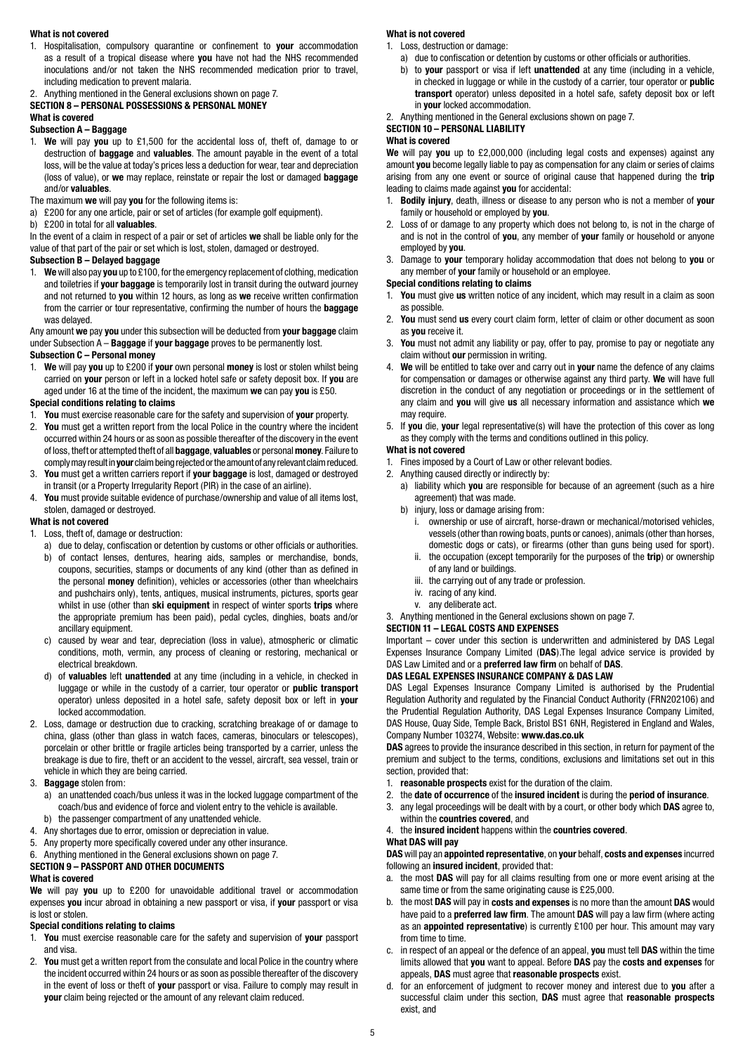**What is not covered**

1. Hospitalisation, compulsory quarantine or confinement to **your** accommodation as a result of a tropical disease where **you** have not had the NHS recommended inoculations and/or not taken the NHS recommended medication prior to travel, including medication to prevent malaria.
2. Anything mentioned in the General exclusions shown on page 7.

**SECTION 8 – PERSONAL POSSESSIONS & PERSONAL MONEY**

**What is covered**

**Subsection A – Baggage**

1. **We** will pay **you** up to £1,500 for the accidental loss of, theft of, damage to or destruction of **baggage** and **valuables**. The amount payable in the event of a total loss, will be the value at today's prices less a deduction for wear, tear and depreciation (loss of value), or **we** may replace, reinstate or repair the lost or damaged **baggage** and/or **valuables**.

The maximum **we** will pay **you** for the following items is:

a) £200 for any one article, pair or set of articles (for example golf equipment).
b) £200 in total for all **valuables**.

In the event of a claim in respect of a pair or set of articles **we** shall be liable only for the value of that part of the pair or set which is lost, stolen, damaged or destroyed.

**Subsection B – Delayed baggage**

1. **We** will also pay **you** up to £100, for the emergency replacement of clothing, medication and toiletries if **your baggage** is temporarily lost in transit during the outward journey and not returned to **you** within 12 hours, as long as **we** receive written confirmation from the carrier or tour representative, confirming the number of hours the **baggage** was delayed.

Any amount **we** pay **you** under this subsection will be deducted from **your baggage** claim under Subsection A – **Baggage** if **your baggage** proves to be permanently lost.

**Subsection C – Personal money**

1. **We** will pay **you** up to £200 if **your** own personal **money** is lost or stolen whilst being carried on **your** person or left in a locked hotel safe or safety deposit box. If **you** are aged under 16 at the time of the incident, the maximum **we** can pay **you** is £50.

**Special conditions relating to claims**

1. **You** must exercise reasonable care for the safety and supervision of **your** property.
2. **You** must get a written report from the local Police in the country where the incident occurred within 24 hours or as soon as possible thereafter of the discovery in the event of loss, theft or attempted theft of all **baggage**, **valuables** or personal **money**. Failure to comply may result in **your** claim being rejected or the amount of any relevant claim reduced.
3. **You** must get a written carriers report if **your baggage** is lost, damaged or destroyed in transit (or a Property Irregularity Report (PIR) in the case of an airline).
4. **You** must provide suitable evidence of purchase/ownership and value of all items lost, stolen, damaged or destroyed.

**What is not covered**

1. Loss, theft of, damage or destruction:
   a) due to delay, confiscation or detention by customs or other officials or authorities.
   b) of contact lenses, dentures, hearing aids, samples or merchandise, bonds, coupons, securities, stamps or documents of any kind (other than as defined in the personal **money** definition), vehicles or accessories (other than wheelchairs and pushchairs only), tents, antiques, musical instruments, pictures, sports gear whilst in use (other than **ski equipment** in respect of winter sports **trips** where the appropriate premium has been paid), pedal cycles, dinghies, boats and/or ancillary equipment.
   c) caused by wear and tear, depreciation (loss in value), atmospheric or climatic conditions, moth, vermin, any process of cleaning or restoring, mechanical or electrical breakdown.
   d) of **valuables** left **unattended** at any time (including in a vehicle, in checked in luggage or while in the custody of a carrier, tour operator or **public transport** operator) unless deposited in a hotel safe, safety deposit box or left in **your** locked accommodation.
2. Loss, damage or destruction due to cracking, scratching breakage of or damage to china, glass (other than glass in watch faces, cameras, binoculars or telescopes), porcelain or other brittle or fragile articles being transported by a carrier, unless the breakage is due to fire, theft or an accident to the vessel, aircraft, sea vessel, train or vehicle in which they are being carried.
3. **Baggage** stolen from:
   a) an unattended coach/bus unless it was in the locked luggage compartment of the coach/bus and evidence of force and violent entry to the vehicle is available.
   b) the passenger compartment of any unattended vehicle.
4. Any shortages due to error, omission or depreciation in value.
5. Any property more specifically covered under any other insurance.
6. Anything mentioned in the General exclusions shown on page 7.

**SECTION 9 – PASSPORT AND OTHER DOCUMENTS**

**What is covered**

**We** will pay **you** up to £200 for unavoidable additional travel or accommodation expenses **you** incur abroad in obtaining a new passport or visa, if **your** passport or visa is lost or stolen.

**Special conditions relating to claims**

1. **You** must exercise reasonable care for the safety and supervision of **your** passport and visa.
2. **You** must get a written report from the consulate and local Police in the country where the incident occurred within 24 hours or as soon as possible thereafter of the discovery in the event of loss or theft of **your** passport or visa. Failure to comply may result in **your** claim being rejected or the amount of any relevant claim reduced.

**What is not covered**

1. Loss, destruction or damage:
   a) due to confiscation or detention by customs or other officials or authorities.
   b) to **your** passport or visa if left **unattended** at any time (including in a vehicle, in checked in luggage or while in the custody of a carrier, tour operator or **public transport** operator) unless deposited in a hotel safe, safety deposit box or left in **your** locked accommodation.
2. Anything mentioned in the General exclusions shown on page 7.

**SECTION 10 – PERSONAL LIABILITY**

**What is covered**

**We** will pay **you** up to £2,000,000 (including legal costs and expenses) against any amount **you** become legally liable to pay as compensation for any claim or series of claims arising from any one event or source of original cause that happened during the **trip** leading to claims made against **you** for accidental:

1. **Bodily injury**, death, illness or disease to any person who is not a member of **your** family or household or employed by **you**.
2. Loss of or damage to any property which does not belong to, is not in the charge of and is not in the control of **you**, any member of **your** family or household or anyone employed by **you**.
3. Damage to **your** temporary holiday accommodation that does not belong to **you** or any member of **your** family or household or an employee.

**Special conditions relating to claims**

1. **You** must give **us** written notice of any incident, which may result in a claim as soon as possible.
2. **You** must send **us** every court claim form, letter of claim or other document as soon as **you** receive it.
3. **You** must not admit any liability or pay, offer to pay, promise to pay or negotiate any claim without **our** permission in writing.
4. **We** will be entitled to take over and carry out in **your** name the defence of any claims for compensation or damages or otherwise against any third party. **We** will have full discretion in the conduct of any negotiation or proceedings or in the settlement of any claim and **you** will give **us** all necessary information and assistance which **we** may require.
5. If **you** die, **your** legal representative(s) will have the protection of this cover as long as they comply with the terms and conditions outlined in this policy.

**What is not covered**

1. Fines imposed by a Court of Law or other relevant bodies.
2. Anything caused directly or indirectly by:
   a) liability which **you** are responsible for because of an agreement (such as a hire agreement) that was made.
   b) injury, loss or damage arising from:
      i. ownership or use of aircraft, horse-drawn or mechanical/motorised vehicles, vessels (other than rowing boats, punts or canoes), animals (other than horses, domestic dogs or cats), or firearms (other than guns being used for sport).
      ii. the occupation (except temporarily for the purposes of the **trip**) or ownership of any land or buildings.
      iii. the carrying out of any trade or profession.
      iv. racing of any kind.
      v. any deliberate act.
3. Anything mentioned in the General exclusions shown on page 7.

**SECTION 11 – LEGAL COSTS AND EXPENSES**

Important – cover under this section is underwritten and administered by DAS Legal Expenses Insurance Company Limited (**DAS**).The legal advice service is provided by DAS Law Limited and or a **preferred law firm** on behalf of **DAS**.

**DAS LEGAL EXPENSES INSURANCE COMPANY & DAS LAW**

DAS Legal Expenses Insurance Company Limited is authorised by the Prudential Regulation Authority and regulated by the Financial Conduct Authority (FRN202106) and the Prudential Regulation Authority, DAS Legal Expenses Insurance Company Limited, DAS House, Quay Side, Temple Back, Bristol BS1 6NH, Registered in England and Wales, Company Number 103274, Website: **www.das.co.uk**

**DAS** agrees to provide the insurance described in this section, in return for payment of the premium and subject to the terms, conditions, exclusions and limitations set out in this section, provided that:

1. **reasonable prospects** exist for the duration of the claim.
2. the **date of occurrence** of the **insured incident** is during the **period of insurance**.
3. any legal proceedings will be dealt with by a court, or other body which **DAS** agree to, within the **countries covered**, and
4. the **insured incident** happens within the **countries covered**.

**What DAS will pay**

**DAS** will pay an **appointed representative**, on **your** behalf, **costs and expenses** incurred following an **insured incident**, provided that:

a. the most **DAS** will pay for all claims resulting from one or more event arising at the same time or from the same originating cause is £25,000.
b. the most **DAS** will pay in **costs and expenses** is no more than the amount **DAS** would have paid to a **preferred law firm**. The amount **DAS** will pay a law firm (where acting as an **appointed representative**) is currently £100 per hour. This amount may vary from time to time.
c. in respect of an appeal or the defence of an appeal, **you** must tell **DAS** within the time limits allowed that **you** want to appeal. Before **DAS** pay the **costs and expenses** for appeals, **DAS** must agree that **reasonable prospects** exist.
d. for an enforcement of judgment to recover money and interest due to **you** after a successful claim under this section, **DAS** must agree that **reasonable prospects** exist, and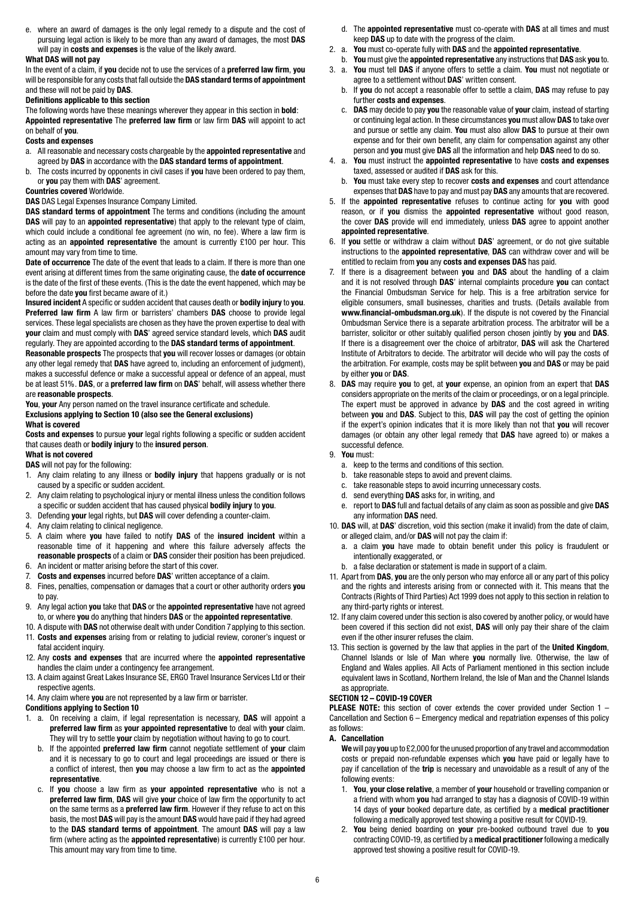e. where an award of damages is the only legal remedy to a dispute and the cost of pursuing legal action is likely to be more than any award of damages, the most **DAS** will pay in **costs and expenses** is the value of the likely award.

**What DAS will not pay**

In the event of a claim, if **you** decide not to use the services of a **preferred law firm**, **you** will be responsible for any costs that fall outside the **DAS standard terms of appointment** and these will not be paid by **DAS**.

**Definitions applicable to this section**

The following words have these meanings wherever they appear in this section in **bold**:

**Appointed representative** The **preferred law firm** or law firm **DAS** will appoint to act on behalf of **you**.

**Costs and expenses**

a. All reasonable and necessary costs chargeable by the **appointed representative** and agreed by **DAS** in accordance with the **DAS standard terms of appointment**.
b. The costs incurred by opponents in civil cases if **you** have been ordered to pay them, or **you** pay them with **DAS**' agreement.

**Countries covered** Worldwide.

**DAS** DAS Legal Expenses Insurance Company Limited.

**DAS standard terms of appointment** The terms and conditions (including the amount **DAS** will pay to an **appointed representative**) that apply to the relevant type of claim, which could include a conditional fee agreement (no win, no fee). Where a law firm is acting as an **appointed representative** the amount is currently £100 per hour. This amount may vary from time to time.

**Date of occurrence** The date of the event that leads to a claim. If there is more than one event arising at different times from the same originating cause, the **date of occurrence** is the date of the first of these events. (This is the date the event happened, which may be before the date **you** first became aware of it.)

**Insured incident** A specific or sudden accident that causes death or **bodily injury** to **you**.

**Preferred law firm** A law firm or barristers' chambers **DAS** choose to provide legal services. These legal specialists are chosen as they have the proven expertise to deal with **your** claim and must comply with **DAS**' agreed service standard levels, which **DAS** audit regularly. They are appointed according to the **DAS standard terms of appointment**.

**Reasonable prospects** The prospects that **you** will recover losses or damages (or obtain any other legal remedy that **DAS** have agreed to, including an enforcement of judgment), makes a successful defence or make a successful appeal or defence of an appeal, must be at least 51%. **DAS**, or a **preferred law firm** on **DAS**' behalf, will assess whether there are **reasonable prospects**.

**You**, **your** Any person named on the travel insurance certificate and schedule.

**Exclusions applying to Section 10 (also see the General exclusions)**

**What is covered**

**Costs and expenses** to pursue **your** legal rights following a specific or sudden accident that causes death or **bodily injury** to the **insured person**.

**What is not covered**

**DAS** will not pay for the following:

1. Any claim relating to any illness or **bodily injury** that happens gradually or is not caused by a specific or sudden accident.
2. Any claim relating to psychological injury or mental illness unless the condition follows a specific or sudden accident that has caused physical **bodily injury** to **you**.
3. Defending **your** legal rights, but **DAS** will cover defending a counter-claim.
4. Any claim relating to clinical negligence.
5. A claim where **you** have failed to notify **DAS** of the **insured incident** within a reasonable time of it happening and where this failure adversely affects the **reasonable prospects** of a claim or **DAS** consider their position has been prejudiced.
6. An incident or matter arising before the start of this cover.
7. **Costs and expenses** incurred before **DAS**' written acceptance of a claim.
8. Fines, penalties, compensation or damages that a court or other authority orders **you** to pay.
9. Any legal action **you** take that **DAS** or the **appointed representative** have not agreed to, or where **you** do anything that hinders **DAS** or the **appointed representative**.
10. A dispute with **DAS** not otherwise dealt with under Condition 7 applying to this section.
11. **Costs and expenses** arising from or relating to judicial review, coroner's inquest or fatal accident inquiry.
12. Any **costs and expenses** that are incurred where the **appointed representative** handles the claim under a contingency fee arrangement.
13. A claim against Great Lakes Insurance SE, ERGO Travel Insurance Services Ltd or their respective agents.
14. Any claim where **you** are not represented by a law firm or barrister.

**Conditions applying to Section 10**

1. a. On receiving a claim, if legal representation is necessary, **DAS** will appoint a **preferred law firm** as **your appointed representative** to deal with **your** claim. They will try to settle **your** claim by negotiation without having to go to court.
   b. If the appointed **preferred law firm** cannot negotiate settlement of **your** claim and it is necessary to go to court and legal proceedings are issued or there is a conflict of interest, then **you** may choose a law firm to act as the **appointed representative**.
   c. If **you** choose a law firm as **your appointed representative** who is not a **preferred law firm**, **DAS** will give **your** choice of law firm the opportunity to act on the same terms as a **preferred law firm**. However if they refuse to act on this basis, the most **DAS** will pay is the amount **DAS** would have paid if they had agreed to the **DAS standard terms of appointment**. The amount **DAS** will pay a law firm (where acting as the **appointed representative**) is currently £100 per hour. This amount may vary from time to time.
   d. The **appointed representative** must co-operate with **DAS** at all times and must keep **DAS** up to date with the progress of the claim.
2. a. **You** must co-operate fully with **DAS** and the **appointed representative**.
   b. **You** must give the **appointed representative** any instructions that **DAS** ask **you** to.
3. a. **You** must tell **DAS** if anyone offers to settle a claim. **You** must not negotiate or agree to a settlement without **DAS**' written consent.
   b. If **you** do not accept a reasonable offer to settle a claim, **DAS** may refuse to pay further **costs and expenses**.
   c. **DAS** may decide to pay **you** the reasonable value of **your** claim, instead of starting or continuing legal action. In these circumstances **you** must allow **DAS** to take over and pursue or settle any claim. **You** must also allow **DAS** to pursue at their own expense and for their own benefit, any claim for compensation against any other person and **you** must give **DAS** all the information and help **DAS** need to do so.
4. a. **You** must instruct the **appointed representative** to have **costs and expenses** taxed, assessed or audited if **DAS** ask for this.
   b. **You** must take every step to recover **costs and expenses** and court attendance expenses that **DAS** have to pay and must pay **DAS** any amounts that are recovered.
5. If the **appointed representative** refuses to continue acting for **you** with good reason, or if **you** dismiss the **appointed representative** without good reason, the cover **DAS** provide will end immediately, unless **DAS** agree to appoint another **appointed representative**.
6. If **you** settle or withdraw a claim without **DAS**' agreement, or do not give suitable instructions to the **appointed representative**, **DAS** can withdraw cover and will be entitled to reclaim from **you** any **costs and expenses DAS** has paid.
7. If there is a disagreement between **you** and **DAS** about the handling of a claim and it is not resolved through **DAS**' internal complaints procedure **you** can contact the Financial Ombudsman Service for help. This is a free arbitration service for eligible consumers, small businesses, charities and trusts. (Details available from **www.financial-ombudsman.org.uk**). If the dispute is not covered by the Financial Ombudsman Service there is a separate arbitration process. The arbitrator will be a barrister, solicitor or other suitably qualified person chosen jointly by **you** and **DAS**. If there is a disagreement over the choice of arbitrator, **DAS** will ask the Chartered Institute of Arbitrators to decide. The arbitrator will decide who will pay the costs of the arbitration. For example, costs may be split between **you** and **DAS** or may be paid by either **you** or **DAS**.
8. **DAS** may require **you** to get, at **your** expense, an opinion from an expert that **DAS** considers appropriate on the merits of the claim or proceedings, or on a legal principle. The expert must be approved in advance by **DAS** and the cost agreed in writing between **you** and **DAS**. Subject to this, **DAS** will pay the cost of getting the opinion if the expert's opinion indicates that it is more likely than not that **you** will recover damages (or obtain any other legal remedy that **DAS** have agreed to) or makes a successful defence.
9. **You** must:
   a. keep to the terms and conditions of this section.
   b. take reasonable steps to avoid and prevent claims.
   c. take reasonable steps to avoid incurring unnecessary costs.
   d. send everything **DAS** asks for, in writing, and
   e. report to **DAS** full and factual details of any claim as soon as possible and give **DAS** any information **DAS** need.
10. **DAS** will, at **DAS**' discretion, void this section (make it invalid) from the date of claim, or alleged claim, and/or **DAS** will not pay the claim if:
    a. a claim **you** have made to obtain benefit under this policy is fraudulent or intentionally exaggerated, or
    b. a false declaration or statement is made in support of a claim.
11. Apart from **DAS**, **you** are the only person who may enforce all or any part of this policy and the rights and interests arising from or connected with it. This means that the Contracts (Rights of Third Parties) Act 1999 does not apply to this section in relation to any third-party rights or interest.
12. If any claim covered under this section is also covered by another policy, or would have been covered if this section did not exist, **DAS** will only pay their share of the claim even if the other insurer refuses the claim.
13. This section is governed by the law that applies in the part of the **United Kingdom**, Channel Islands or Isle of Man where **you** normally live. Otherwise, the law of England and Wales applies. All Acts of Parliament mentioned in this section include equivalent laws in Scotland, Northern Ireland, the Isle of Man and the Channel Islands as appropriate.

**SECTION 12 – COVID-19 COVER**

**PLEASE NOTE:** this section of cover extends the cover provided under Section 1 – Cancellation and Section 6 – Emergency medical and repatriation expenses of this policy as follows:

**A. Cancellation**

**We** will pay **you** up to £2,000 for the unused proportion of any travel and accommodation costs or prepaid non-refundable expenses which **you** have paid or legally have to pay if cancellation of the **trip** is necessary and unavoidable as a result of any of the following events:

1. **You**, **your close relative**, a member of **your** household or travelling companion or a friend with whom **you** had arranged to stay has a diagnosis of COVID-19 within 14 days of **your** booked departure date, as certified by a **medical practitioner** following a medically approved test showing a positive result for COVID-19.
2. **You** being denied boarding on **your** pre-booked outbound travel due to **you** contracting COVID-19, as certified by a **medical practitioner** following a medically approved test showing a positive result for COVID-19.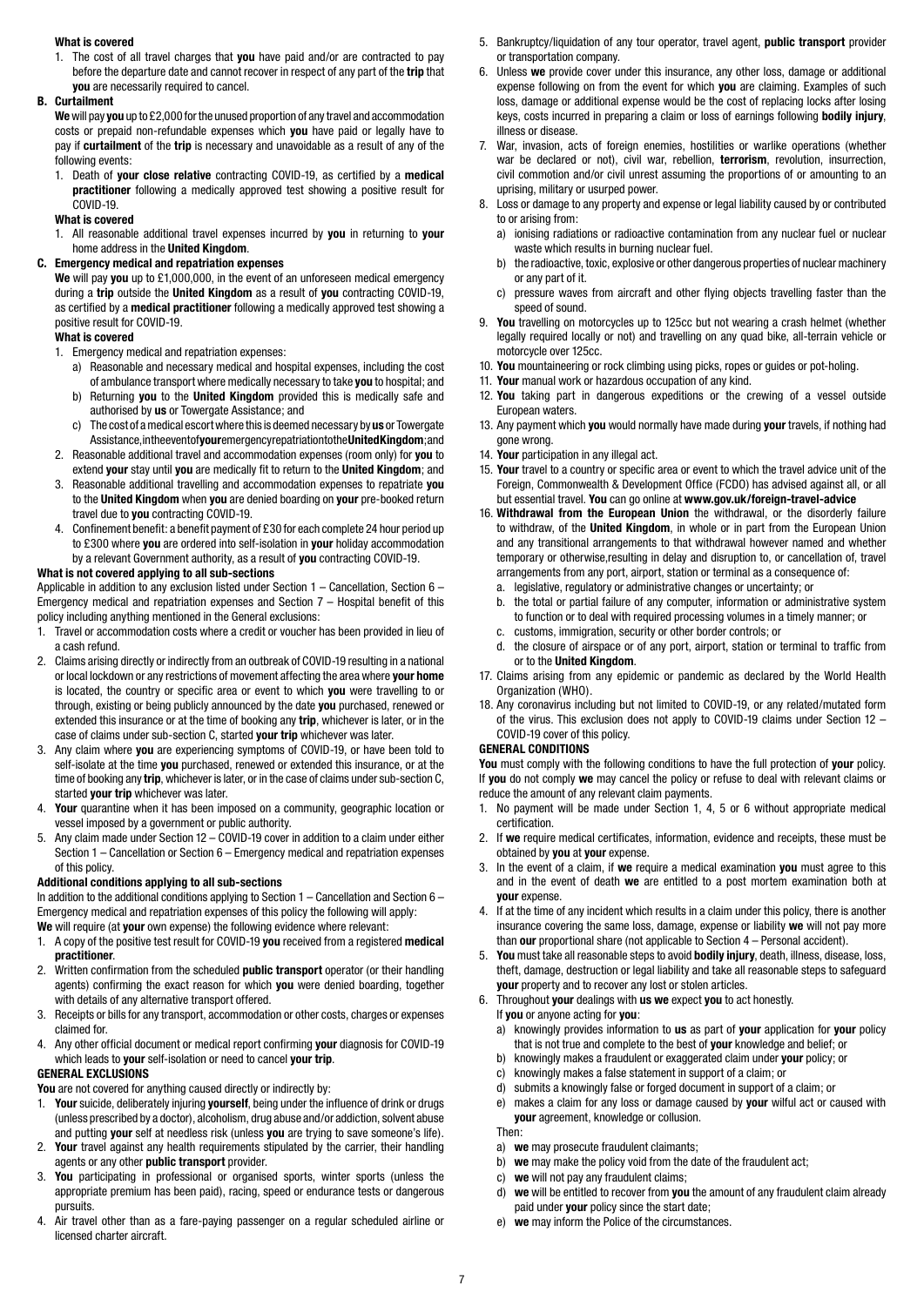**What is covered**

1. The cost of all travel charges that **you** have paid and/or are contracted to pay before the departure date and cannot recover in respect of any part of the **trip** that **you** are necessarily required to cancel.

**B. Curtailment**

**We** will pay **you** up to £2,000 for the unused proportion of any travel and accommodation costs or prepaid non-refundable expenses which **you** have paid or legally have to pay if **curtailment** of the **trip** is necessary and unavoidable as a result of any of the following events:

1. Death of **your close relative** contracting COVID-19, as certified by a **medical practitioner** following a medically approved test showing a positive result for COVID-19.

**What is covered**

1. All reasonable additional travel expenses incurred by **you** in returning to **your** home address in the **United Kingdom**.

**C. Emergency medical and repatriation expenses**

**We** will pay **you** up to £1,000,000, in the event of an unforeseen medical emergency during a **trip** outside the **United Kingdom** as a result of **you** contracting COVID-19, as certified by a **medical practitioner** following a medically approved test showing a positive result for COVID-19.

**What is covered**

1. Emergency medical and repatriation expenses:
   a) Reasonable and necessary medical and hospital expenses, including the cost of ambulance transport where medically necessary to take **you** to hospital; and
   b) Returning **you** to the **United Kingdom** provided this is medically safe and authorised by **us** or Towergate Assistance; and
   c) The cost of a medical escort where this is deemed necessary by **us** or Towergate Assistance, in the event of **your** emergency repatriation to the **United Kingdom**; and
2. Reasonable additional travel and accommodation expenses (room only) for **you** to extend **your** stay until **you** are medically fit to return to the **United Kingdom**; and
3. Reasonable additional travelling and accommodation expenses to repatriate **you** to the **United Kingdom** when **you** are denied boarding on **your** pre-booked return travel due to **you** contracting COVID-19.
4. Confinement benefit: a benefit payment of £30 for each complete 24 hour period up to £300 where **you** are ordered into self-isolation in **your** holiday accommodation by a relevant Government authority, as a result of **you** contracting COVID-19.

**What is not covered applying to all sub-sections**

Applicable in addition to any exclusion listed under Section 1 – Cancellation, Section 6 – Emergency medical and repatriation expenses and Section 7 – Hospital benefit of this policy including anything mentioned in the General exclusions:

1. Travel or accommodation costs where a credit or voucher has been provided in lieu of a cash refund.
2. Claims arising directly or indirectly from an outbreak of COVID-19 resulting in a national or local lockdown or any restrictions of movement affecting the area where **your home** is located, the country or specific area or event to which **you** were travelling to or through, existing or being publicly announced by the date **you** purchased, renewed or extended this insurance or at the time of booking any **trip**, whichever is later, or in the case of claims under sub-section C, started **your trip** whichever was later.
3. Any claim where **you** are experiencing symptoms of COVID-19, or have been told to self-isolate at the time **you** purchased, renewed or extended this insurance, or at the time of booking any **trip**, whichever is later, or in the case of claims under sub-section C, started **your trip** whichever was later.
4. **Your** quarantine when it has been imposed on a community, geographic location or vessel imposed by a government or public authority.
5. Any claim made under Section 12 – COVID-19 cover in addition to a claim under either Section 1 – Cancellation or Section 6 – Emergency medical and repatriation expenses of this policy.

**Additional conditions applying to all sub-sections**

In addition to the additional conditions applying to Section 1 – Cancellation and Section 6 – Emergency medical and repatriation expenses of this policy the following will apply:

**We** will require (at **your** own expense) the following evidence where relevant:

1. A copy of the positive test result for COVID-19 **you** received from a registered **medical practitioner**.
2. Written confirmation from the scheduled **public transport** operator (or their handling agents) confirming the exact reason for which **you** were denied boarding, together with details of any alternative transport offered.
3. Receipts or bills for any transport, accommodation or other costs, charges or expenses claimed for.
4. Any other official document or medical report confirming **your** diagnosis for COVID-19 which leads to **your** self-isolation or need to cancel **your trip**.

## GENERAL EXCLUSIONS

**You** are not covered for anything caused directly or indirectly by:

1. **Your** suicide, deliberately injuring **yourself**, being under the influence of drink or drugs (unless prescribed by a doctor), alcoholism, drug abuse and/or addiction, solvent abuse and putting **your** self at needless risk (unless **you** are trying to save someone's life).
2. **Your** travel against any health requirements stipulated by the carrier, their handling agents or any other **public transport** provider.
3. **You** participating in professional or organised sports, winter sports (unless the appropriate premium has been paid), racing, speed or endurance tests or dangerous pursuits.
4. Air travel other than as a fare-paying passenger on a regular scheduled airline or licensed charter aircraft.
5. Bankruptcy/liquidation of any tour operator, travel agent, **public transport** provider or transportation company.
6. Unless **we** provide cover under this insurance, any other loss, damage or additional expense following on from the event for which **you** are claiming. Examples of such loss, damage or additional expense would be the cost of replacing locks after losing keys, costs incurred in preparing a claim or loss of earnings following **bodily injury**, illness or disease.
7. War, invasion, acts of foreign enemies, hostilities or warlike operations (whether war be declared or not), civil war, rebellion, **terrorism**, revolution, insurrection, civil commotion and/or civil unrest assuming the proportions of or amounting to an uprising, military or usurped power.
8. Loss or damage to any property and expense or legal liability caused by or contributed to or arising from:
   a) ionising radiations or radioactive contamination from any nuclear fuel or nuclear waste which results in burning nuclear fuel.
   b) the radioactive, toxic, explosive or other dangerous properties of nuclear machinery or any part of it.
   c) pressure waves from aircraft and other flying objects travelling faster than the speed of sound.
9. **You** travelling on motorcycles up to 125cc but not wearing a crash helmet (whether legally required locally or not) and travelling on any quad bike, all-terrain vehicle or motorcycle over 125cc.
10. **You** mountaineering or rock climbing using picks, ropes or guides or pot-holing.
11. **Your** manual work or hazardous occupation of any kind.
12. **You** taking part in dangerous expeditions or the crewing of a vessel outside European waters.
13. Any payment which **you** would normally have made during **your** travels, if nothing had gone wrong.
14. **Your** participation in any illegal act.
15. **Your** travel to a country or specific area or event to which the travel advice unit of the Foreign, Commonwealth & Development Office (FCDO) has advised against all, or all but essential travel. **You** can go online at **www.gov.uk/foreign-travel-advice**
16. **Withdrawal from the European Union** the withdrawal, or the disorderly failure to withdraw, of the **United Kingdom**, in whole or in part from the European Union and any transitional arrangements to that withdrawal however named and whether temporary or otherwise,resulting in delay and disruption to, or cancellation of, travel arrangements from any port, airport, station or terminal as a consequence of:
    a. legislative, regulatory or administrative changes or uncertainty; or
    b. the total or partial failure of any computer, information or administrative system to function or to deal with required processing volumes in a timely manner; or
    c. customs, immigration, security or other border controls; or
    d. the closure of airspace or of any port, airport, station or terminal to traffic from or to the **United Kingdom**.
17. Claims arising from any epidemic or pandemic as declared by the World Health Organization (WHO).
18. Any coronavirus including but not limited to COVID-19, or any related/mutated form of the virus. This exclusion does not apply to COVID-19 claims under Section 12 – COVID-19 cover of this policy.

## GENERAL CONDITIONS

**You** must comply with the following conditions to have the full protection of **your** policy. If **you** do not comply **we** may cancel the policy or refuse to deal with relevant claims or reduce the amount of any relevant claim payments.

1. No payment will be made under Section 1, 4, 5 or 6 without appropriate medical certification.
2. If **we** require medical certificates, information, evidence and receipts, these must be obtained by **you** at **your** expense.
3. In the event of a claim, if **we** require a medical examination **you** must agree to this and in the event of death **we** are entitled to a post mortem examination both at **your** expense.
4. If at the time of any incident which results in a claim under this policy, there is another insurance covering the same loss, damage, expense or liability **we** will not pay more than **our** proportional share (not applicable to Section 4 – Personal accident).
5. **You** must take all reasonable steps to avoid **bodily injury**, death, illness, disease, loss, theft, damage, destruction or legal liability and take all reasonable steps to safeguard **your** property and to recover any lost or stolen articles.
6. Throughout **your** dealings with **us we** expect **you** to act honestly.

   If **you** or anyone acting for **you**:
   a) knowingly provides information to **us** as part of **your** application for **your** policy that is not true and complete to the best of **your** knowledge and belief; or
   b) knowingly makes a fraudulent or exaggerated claim under **your** policy; or
   c) knowingly makes a false statement in support of a claim; or
   d) submits a knowingly false or forged document in support of a claim; or
   e) makes a claim for any loss or damage caused by **your** wilful act or caused with **your** agreement, knowledge or collusion.

   Then:
   a) **we** may prosecute fraudulent claimants;
   b) **we** may make the policy void from the date of the fraudulent act;
   c) **we** will not pay any fraudulent claims;
   d) **we** will be entitled to recover from **you** the amount of any fraudulent claim already paid under **your** policy since the start date;
   e) **we** may inform the Police of the circumstances.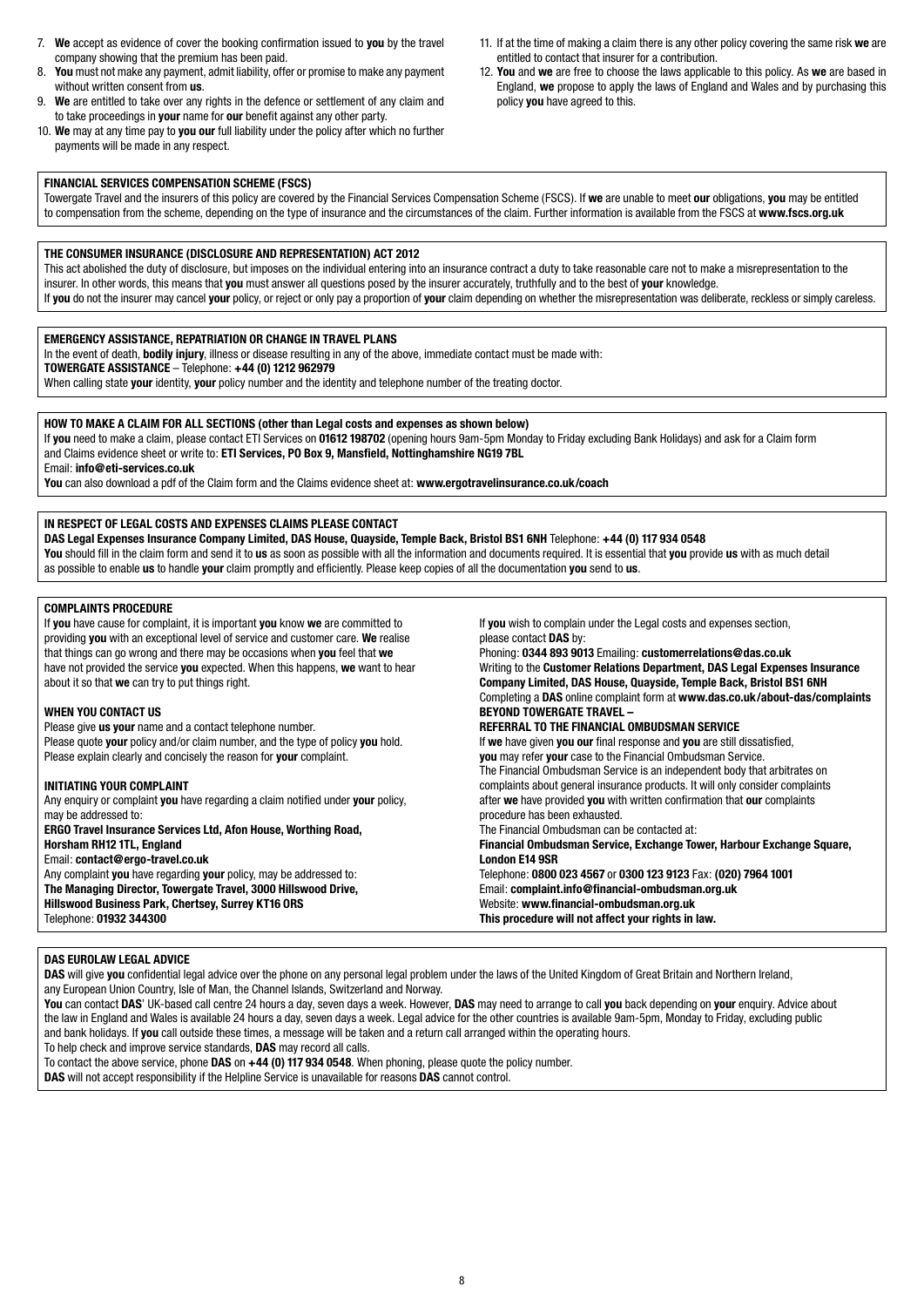7. **We** accept as evidence of cover the booking confirmation issued to **you** by the travel company showing that the premium has been paid.
8. **You** must not make any payment, admit liability, offer or promise to make any payment without written consent from **us**.
9. **We** are entitled to take over any rights in the defence or settlement of any claim and to take proceedings in **your** name for **our** benefit against any other party.
10. **We** may at any time pay to **you our** full liability under the policy after which no further payments will be made in any respect.
11. If at the time of making a claim there is any other policy covering the same risk **we** are entitled to contact that insurer for a contribution.
12. **You** and **we** are free to choose the laws applicable to this policy. As **we** are based in England, **we** propose to apply the laws of England and Wales and by purchasing this policy **you** have agreed to this.

**FINANCIAL SERVICES COMPENSATION SCHEME (FSCS)**

Towergate Travel and the insurers of this policy are covered by the Financial Services Compensation Scheme (FSCS). If **we** are unable to meet **our** obligations, **you** may be entitled to compensation from the scheme, depending on the type of insurance and the circumstances of the claim. Further information is available from the FSCS at **www.fscs.org.uk**

**THE CONSUMER INSURANCE (DISCLOSURE AND REPRESENTATION) ACT 2012**

This act abolished the duty of disclosure, but imposes on the individual entering into an insurance contract a duty to take reasonable care not to make a misrepresentation to the insurer. In other words, this means that **you** must answer all questions posed by the insurer accurately, truthfully and to the best of **your** knowledge.
If **you** do not the insurer may cancel **your** policy, or reject or only pay a proportion of **your** claim depending on whether the misrepresentation was deliberate, reckless or simply careless.

**EMERGENCY ASSISTANCE, REPATRIATION OR CHANGE IN TRAVEL PLANS**

In the event of death, **bodily injury**, illness or disease resulting in any of the above, immediate contact must be made with:
**TOWERGATE ASSISTANCE** – Telephone: **+44 (0) 1212 962979**
When calling state **your** identity, **your** policy number and the identity and telephone number of the treating doctor.

**HOW TO MAKE A CLAIM FOR ALL SECTIONS (other than Legal costs and expenses as shown below)**

If **you** need to make a claim, please contact ETI Services on **01612 198702** (opening hours 9am-5pm Monday to Friday excluding Bank Holidays) and ask for a Claim form and Claims evidence sheet or write to: **ETI Services, PO Box 9, Mansfield, Nottinghamshire NG19 7BL**
Email: **info@eti-services.co.uk**
**You** can also download a pdf of the Claim form and the Claims evidence sheet at: **www.ergotravelinsurance.co.uk/coach**

**IN RESPECT OF LEGAL COSTS AND EXPENSES CLAIMS PLEASE CONTACT**

**DAS Legal Expenses Insurance Company Limited, DAS House, Quayside, Temple Back, Bristol BS1 6NH** Telephone: **+44 (0) 117 934 0548**
**You** should fill in the claim form and send it to **us** as soon as possible with all the information and documents required. It is essential that **you** provide **us** with as much detail as possible to enable **us** to handle **your** claim promptly and efficiently. Please keep copies of all the documentation **you** send to **us**.

**COMPLAINTS PROCEDURE**

If **you** have cause for complaint, it is important **you** know **we** are committed to providing **you** with an exceptional level of service and customer care. **We** realise that things can go wrong and there may be occasions when **you** feel that **we** have not provided the service **you** expected. When this happens, **we** want to hear about it so that **we** can try to put things right.

**WHEN YOU CONTACT US**

Please give **us your** name and a contact telephone number.
Please quote **your** policy and/or claim number, and the type of policy **you** hold.
Please explain clearly and concisely the reason for **your** complaint.

**INITIATING YOUR COMPLAINT**

Any enquiry or complaint **you** have regarding a claim notified under **your** policy, may be addressed to:
**ERGO Travel Insurance Services Ltd, Afon House, Worthing Road, Horsham RH12 1TL, England**
Email: **contact@ergo-travel.co.uk**
Any complaint **you** have regarding **your** policy, may be addressed to:
**The Managing Director, Towergate Travel, 3000 Hillswood Drive, Hillswood Business Park, Chertsey, Surrey KT16 0RS**
Telephone: **01932 344300**

If **you** wish to complain under the Legal costs and expenses section, please contact **DAS** by:
Phoning: **0344 893 9013** Emailing: **customerrelations@das.co.uk**
Writing to the **Customer Relations Department, DAS Legal Expenses Insurance Company Limited, DAS House, Quayside, Temple Back, Bristol BS1 6NH**
Completing a **DAS** online complaint form at **www.das.co.uk/about-das/complaints**

**BEYOND TOWERGATE TRAVEL – REFERRAL TO THE FINANCIAL OMBUDSMAN SERVICE**

If **we** have given **you our** final response and **you** are still dissatisfied, **you** may refer **your** case to the Financial Ombudsman Service.
The Financial Ombudsman Service is an independent body that arbitrates on complaints about general insurance products. It will only consider complaints after **we** have provided **you** with written confirmation that **our** complaints procedure has been exhausted.
The Financial Ombudsman can be contacted at:
**Financial Ombudsman Service, Exchange Tower, Harbour Exchange Square, London E14 9SR**
Telephone: **0800 023 4567** or **0300 123 9123** Fax: **(020) 7964 1001**
Email: **complaint.info@financial-ombudsman.org.uk**
Website: **www.financial-ombudsman.org.uk**
**This procedure will not affect your rights in law.**

**DAS EUROLAW LEGAL ADVICE**

**DAS** will give **you** confidential legal advice over the phone on any personal legal problem under the laws of the United Kingdom of Great Britain and Northern Ireland, any European Union Country, Isle of Man, the Channel Islands, Switzerland and Norway.
**You** can contact **DAS**' UK-based call centre 24 hours a day, seven days a week. However, **DAS** may need to arrange to call **you** back depending on **your** enquiry. Advice about the law in England and Wales is available 24 hours a day, seven days a week. Legal advice for the other countries is available 9am-5pm, Monday to Friday, excluding public and bank holidays. If **you** call outside these times, a message will be taken and a return call arranged within the operating hours.
To help check and improve service standards, **DAS** may record all calls.
To contact the above service, phone **DAS** on **+44 (0) 117 934 0548**. When phoning, please quote the policy number.
**DAS** will not accept responsibility if the Helpline Service is unavailable for reasons **DAS** cannot control.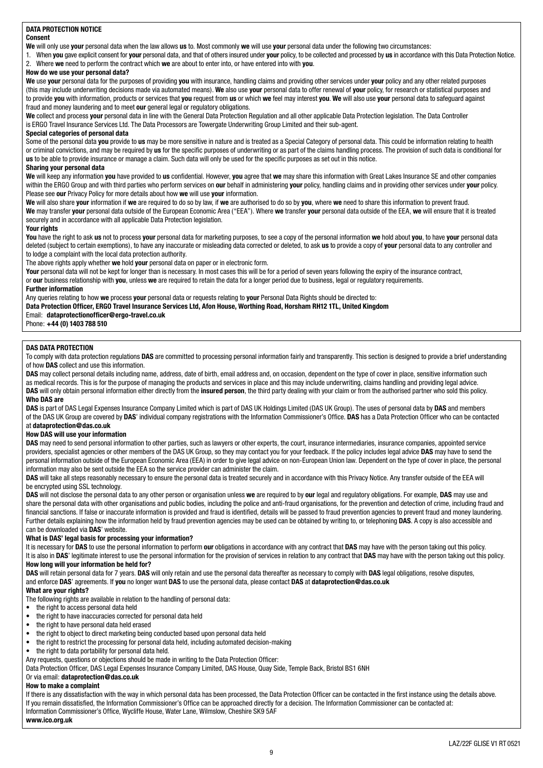## DATA PROTECTION NOTICE

### Consent

**We** will only use **your** personal data when the law allows **us** to. Most commonly **we** will use **your** personal data under the following two circumstances:

1. When **you** gave explicit consent for **your** personal data, and that of others insured under **your** policy, to be collected and processed by **us** in accordance with this Data Protection Notice.
2. Where **we** need to perform the contract which **we** are about to enter into, or have entered into with **you**.

### How do we use your personal data?

**We** use **your** personal data for the purposes of providing **you** with insurance, handling claims and providing other services under **your** policy and any other related purposes (this may include underwriting decisions made via automated means). **We** also use **your** personal data to offer renewal of **your** policy, for research or statistical purposes and to provide **you** with information, products or services that **you** request from **us** or which **we** feel may interest **you**. **We** will also use **your** personal data to safeguard against fraud and money laundering and to meet **our** general legal or regulatory obligations.

**We** collect and process **your** personal data in line with the General Data Protection Regulation and all other applicable Data Protection legislation. The Data Controller is ERGO Travel Insurance Services Ltd. The Data Processors are Towergate Underwriting Group Limited and their sub-agent.

### Special categories of personal data

Some of the personal data **you** provide to **us** may be more sensitive in nature and is treated as a Special Category of personal data. This could be information relating to health or criminal convictions, and may be required by **us** for the specific purposes of underwriting or as part of the claims handling process. The provision of such data is conditional for **us** to be able to provide insurance or manage a claim. Such data will only be used for the specific purposes as set out in this notice.

### Sharing your personal data

**We** will keep any information **you** have provided to **us** confidential. However, **you** agree that **we** may share this information with Great Lakes Insurance SE and other companies within the ERGO Group and with third parties who perform services on **our** behalf in administering **your** policy, handling claims and in providing other services under **your** policy. Please see **our** Privacy Policy for more details about how **we** will use **your** information.

**We** will also share **your** information if **we** are required to do so by law, if **we** are authorised to do so by **you**, where **we** need to share this information to prevent fraud.

**We** may transfer **your** personal data outside of the European Economic Area ("EEA"). Where **we** transfer **your** personal data outside of the EEA, **we** will ensure that it is treated securely and in accordance with all applicable Data Protection legislation.

### Your rights

**You** have the right to ask **us** not to process **your** personal data for marketing purposes, to see a copy of the personal information **we** hold about **you**, to have **your** personal data deleted (subject to certain exemptions), to have any inaccurate or misleading data corrected or deleted, to ask **us** to provide a copy of **your** personal data to any controller and to lodge a complaint with the local data protection authority.

The above rights apply whether **we** hold **your** personal data on paper or in electronic form.

**Your** personal data will not be kept for longer than is necessary. In most cases this will be for a period of seven years following the expiry of the insurance contract, or **our** business relationship with **you**, unless **we** are required to retain the data for a longer period due to business, legal or regulatory requirements.

### Further information

Any queries relating to how **we** process **your** personal data or requests relating to **your** Personal Data Rights should be directed to:

**Data Protection Officer, ERGO Travel Insurance Services Ltd, Afon House, Worthing Road, Horsham RH12 1TL, United Kingdom**

Email: **dataprotectionofficer@ergo-travel.co.uk**

Phone: **+44 (0) 1403 788 510**

## DAS DATA PROTECTION

To comply with data protection regulations **DAS** are committed to processing personal information fairly and transparently. This section is designed to provide a brief understanding of how **DAS** collect and use this information.

**DAS** may collect personal details including name, address, date of birth, email address and, on occasion, dependent on the type of cover in place, sensitive information such as medical records. This is for the purpose of managing the products and services in place and this may include underwriting, claims handling and providing legal advice.

**DAS** will only obtain personal information either directly from the **insured person**, the third party dealing with your claim or from the authorised partner who sold this policy.

### Who DAS are

**DAS** is part of DAS Legal Expenses Insurance Company Limited which is part of DAS UK Holdings Limited (DAS UK Group). The uses of personal data by **DAS** and members of the DAS UK Group are covered by **DAS**' individual company registrations with the Information Commissioner's Office. **DAS** has a Data Protection Officer who can be contacted at **dataprotection@das.co.uk**

### How DAS will use your information

**DAS** may need to send personal information to other parties, such as lawyers or other experts, the court, insurance intermediaries, insurance companies, appointed service providers, specialist agencies or other members of the DAS UK Group, so they may contact you for your feedback. If the policy includes legal advice **DAS** may have to send the personal information outside of the European Economic Area (EEA) in order to give legal advice on non-European Union law. Dependent on the type of cover in place, the personal information may also be sent outside the EEA so the service provider can administer the claim.

**DAS** will take all steps reasonably necessary to ensure the personal data is treated securely and in accordance with this Privacy Notice. Any transfer outside of the EEA will be encrypted using SSL technology.

**DAS** will not disclose the personal data to any other person or organisation unless **we** are required to by **our** legal and regulatory obligations. For example, **DAS** may use and share the personal data with other organisations and public bodies, including the police and anti-fraud organisations, for the prevention and detection of crime, including fraud and financial sanctions. If false or inaccurate information is provided and fraud is identified, details will be passed to fraud prevention agencies to prevent fraud and money laundering. Further details explaining how the information held by fraud prevention agencies may be used can be obtained by writing to, or telephoning **DAS**. A copy is also accessible and can be downloaded via **DAS**' website.

### What is DAS' legal basis for processing your information?

It is necessary for **DAS** to use the personal information to perform **our** obligations in accordance with any contract that **DAS** may have with the person taking out this policy. It is also in **DAS**' legitimate interest to use the personal information for the provision of services in relation to any contract that **DAS** may have with the person taking out this policy.

### How long will your information be held for?

**DAS** will retain personal data for 7 years. **DAS** will only retain and use the personal data thereafter as necessary to comply with **DAS** legal obligations, resolve disputes, and enforce **DAS**' agreements. If **you** no longer want **DAS** to use the personal data, please contact **DAS** at **dataprotection@das.co.uk**

### What are your rights?

The following rights are available in relation to the handling of personal data:

- the right to access personal data held
- the right to have inaccuracies corrected for personal data held
- the right to have personal data held erased
- the right to object to direct marketing being conducted based upon personal data held
- the right to restrict the processing for personal data held, including automated decision-making
- the right to data portability for personal data held.

Any requests, questions or objections should be made in writing to the Data Protection Officer:

Data Protection Officer, DAS Legal Expenses Insurance Company Limited, DAS House, Quay Side, Temple Back, Bristol BS1 6NH

Or via email: **dataprotection@das.co.uk**

### How to make a complaint

If there is any dissatisfaction with the way in which personal data has been processed, the Data Protection Officer can be contacted in the first instance using the details above. If you remain dissatisfied, the Information Commissioner's Office can be approached directly for a decision. The Information Commissioner can be contacted at:

Information Commissioner's Office, Wycliffe House, Water Lane, Wilmslow, Cheshire SK9 5AF

**www.ico.org.uk**

LAZ/22F GLISE V1 RT 0521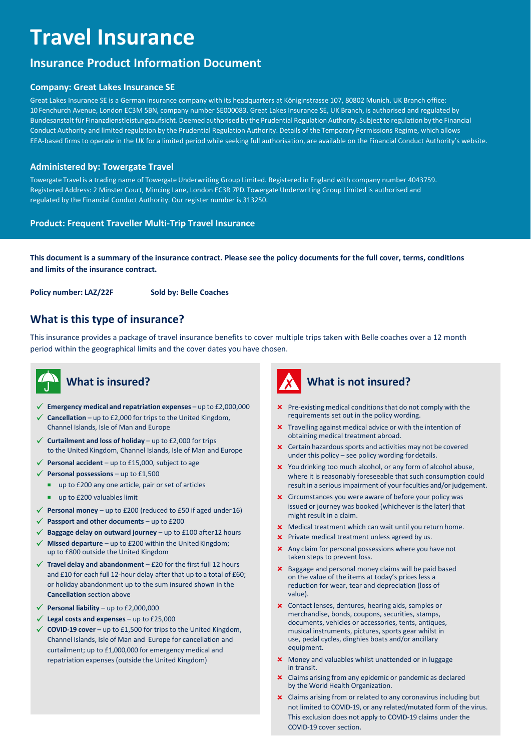# Travel Insurance

## Insurance Product Information Document

### Company: Great Lakes Insurance SE

Great Lakes Insurance SE is a German insurance company with its headquarters at Königinstrasse 107, 80802 Munich. UK Branch office: 10 Fenchurch Avenue, London EC3M 5BN, company number SE000083. Great Lakes Insurance SE, UK Branch, is authorised and regulated by Bundesanstalt für Finanzdienstleistungsaufsicht. Deemed authorised by the Prudential Regulation Authority. Subject to regulation by the Financial Conduct Authority and limited regulation by the Prudential Regulation Authority. Details of the Temporary Permissions Regime, which allows EEA-based firms to operate in the UK for a limited period while seeking full authorisation, are available on the Financial Conduct Authority's website.

### Administered by: Towergate Travel

Towergate Travel is a trading name of Towergate Underwriting Group Limited. Registered in England with company number 4043759. Registered Address: 2 Minster Court, Mincing Lane, London EC3R 7PD. Towergate Underwriting Group Limited is authorised and regulated by the Financial Conduct Authority. Our register number is 313250.

### Product: Frequent Traveller Multi-Trip Travel Insurance

**This document is a summary of the insurance contract. Please see the policy documents for the full cover, terms, conditions and limits of the insurance contract.**

**Policy number: LAZ/22F** **Sold by: Belle Coaches**

## What is this type of insurance?

This insurance provides a package of travel insurance benefits to cover multiple trips taken with Belle coaches over a 12 month period within the geographical limits and the cover dates you have chosen.

## What is insured?

- ✓ **Emergency medical and repatriation expenses** – up to £2,000,000
- ✓ **Cancellation** – up to £2,000 for trips to the United Kingdom, Channel Islands, Isle of Man and Europe
- ✓ **Curtailment and loss of holiday** – up to £2,000 for trips to the United Kingdom, Channel Islands, Isle of Man and Europe
- ✓ **Personal accident** – up to £15,000, subject to age
- ✓ **Personal possessions** – up to £1,500
  - up to £200 any one article, pair or set of articles
  - up to £200 valuables limit
- ✓ **Personal money** – up to £200 (reduced to £50 if aged under 16)
- ✓ **Passport and other documents** – up to £200
- ✓ **Baggage delay on outward journey** – up to £100 after 12 hours
- ✓ **Missed departure** – up to £200 within the United Kingdom; up to £800 outside the United Kingdom
- ✓ **Travel delay and abandonment** – £20 for the first full 12 hours and £10 for each full 12-hour delay after that up to a total of £60; or holiday abandonment up to the sum insured shown in the **Cancellation** section above
- ✓ **Personal liability** – up to £2,000,000
- ✓ **Legal costs and expenses** – up to £25,000
- ✓ **COVID-19 cover** – up to £1,500 for trips to the United Kingdom, Channel Islands, Isle of Man and Europe for cancellation and curtailment; up to £1,000,000 for emergency medical and repatriation expenses (outside the United Kingdom)

## What is not insured?

- ✗ Pre-existing medical conditions that do not comply with the requirements set out in the policy wording.
- ✗ Travelling against medical advice or with the intention of obtaining medical treatment abroad.
- ✗ Certain hazardous sports and activities may not be covered under this policy – see policy wording for details.
- ✗ You drinking too much alcohol, or any form of alcohol abuse, where it is reasonably foreseeable that such consumption could result in a serious impairment of your faculties and/or judgement.
- ✗ Circumstances you were aware of before your policy was issued or journey was booked (whichever is the later) that might result in a claim.
- ✗ Medical treatment which can wait until you return home.
- ✗ Private medical treatment unless agreed by us.
- ✗ Any claim for personal possessions where you have not taken steps to prevent loss.
- ✗ Baggage and personal money claims will be paid based on the value of the items at today's prices less a reduction for wear, tear and depreciation (loss of value).
- ✗ Contact lenses, dentures, hearing aids, samples or merchandise, bonds, coupons, securities, stamps, documents, vehicles or accessories, tents, antiques, musical instruments, pictures, sports gear whilst in use, pedal cycles, dinghies boats and/or ancillary equipment.
- ✗ Money and valuables whilst unattended or in luggage in transit.
- ✗ Claims arising from any epidemic or pandemic as declared by the World Health Organization.
- ✗ Claims arising from or related to any coronavirus including but not limited to COVID-19, or any related/mutated form of the virus. This exclusion does not apply to COVID-19 claims under the COVID-19 cover section.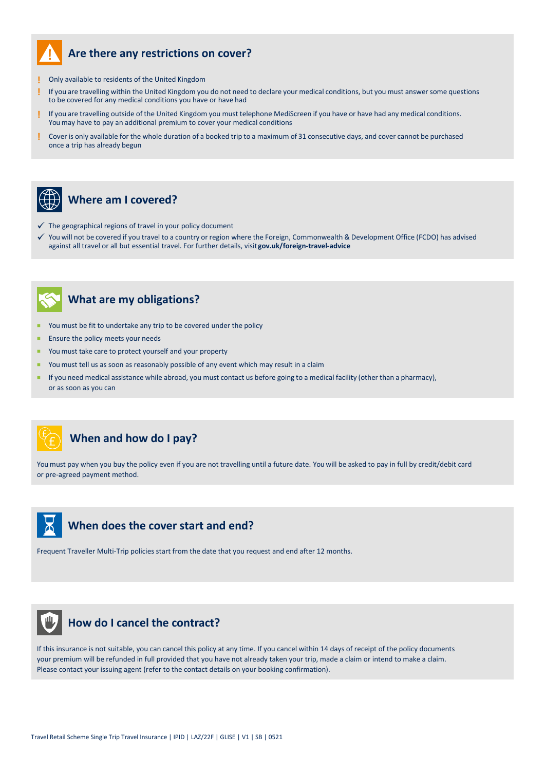## Are there any restrictions on cover?

- ! Only available to residents of the United Kingdom
- ! If you are travelling within the United Kingdom you do not need to declare your medical conditions, but you must answer some questions to be covered for any medical conditions you have or have had
- ! If you are travelling outside of the United Kingdom you must telephone MediScreen if you have or have had any medical conditions. You may have to pay an additional premium to cover your medical conditions
- ! Cover is only available for the whole duration of a booked trip to a maximum of 31 consecutive days, and cover cannot be purchased once a trip has already begun

## Where am I covered?

- ✓ The geographical regions of travel in your policy document
- ✓ You will not be covered if you travel to a country or region where the Foreign, Commonwealth & Development Office (FCDO) has advised against all travel or all but essential travel. For further details, visit **gov.uk/foreign-travel-advice**

## What are my obligations?

- You must be fit to undertake any trip to be covered under the policy
- Ensure the policy meets your needs
- You must take care to protect yourself and your property
- You must tell us as soon as reasonably possible of any event which may result in a claim
- If you need medical assistance while abroad, you must contact us before going to a medical facility (other than a pharmacy), or as soon as you can

## When and how do I pay?

You must pay when you buy the policy even if you are not travelling until a future date. You will be asked to pay in full by credit/debit card or pre-agreed payment method.

## When does the cover start and end?

Frequent Traveller Multi-Trip policies start from the date that you request and end after 12 months.

## How do I cancel the contract?

If this insurance is not suitable, you can cancel this policy at any time. If you cancel within 14 days of receipt of the policy documents your premium will be refunded in full provided that you have not already taken your trip, made a claim or intend to make a claim. Please contact your issuing agent (refer to the contact details on your booking confirmation).